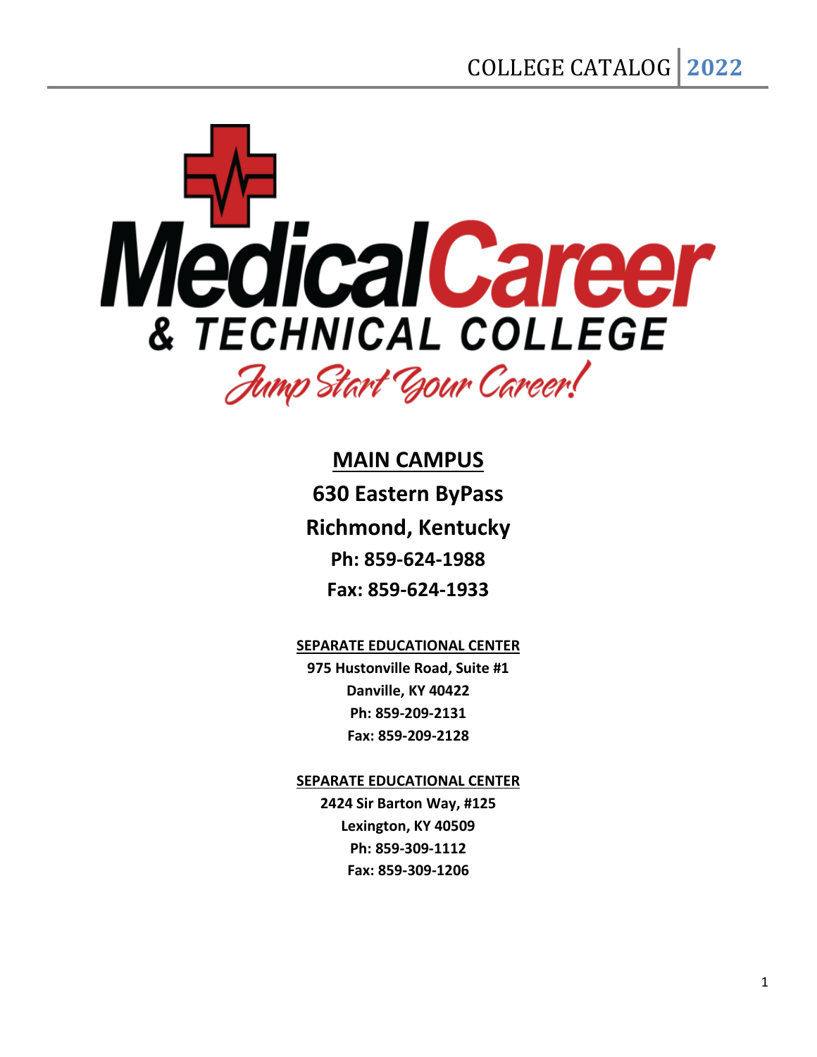# COLLEGE CATALOG 2022

# Medical Career & Technical College

*Jump Start Your Career!*

## MAIN CAMPUS

**630 Eastern ByPass**

**Richmond, Kentucky**

**Ph: 859-624-1988**

**Fax: 859-624-1933**

### SEPARATE EDUCATIONAL CENTER

**975 Hustonville Road, Suite #1**

**Danville, KY 40422**

**Ph: 859-209-2131**

**Fax: 859-209-2128**

### SEPARATE EDUCATIONAL CENTER

**2424 Sir Barton Way, #125**

**Lexington, KY 40509**

**Ph: 859-309-1112**

**Fax: 859-309-1206**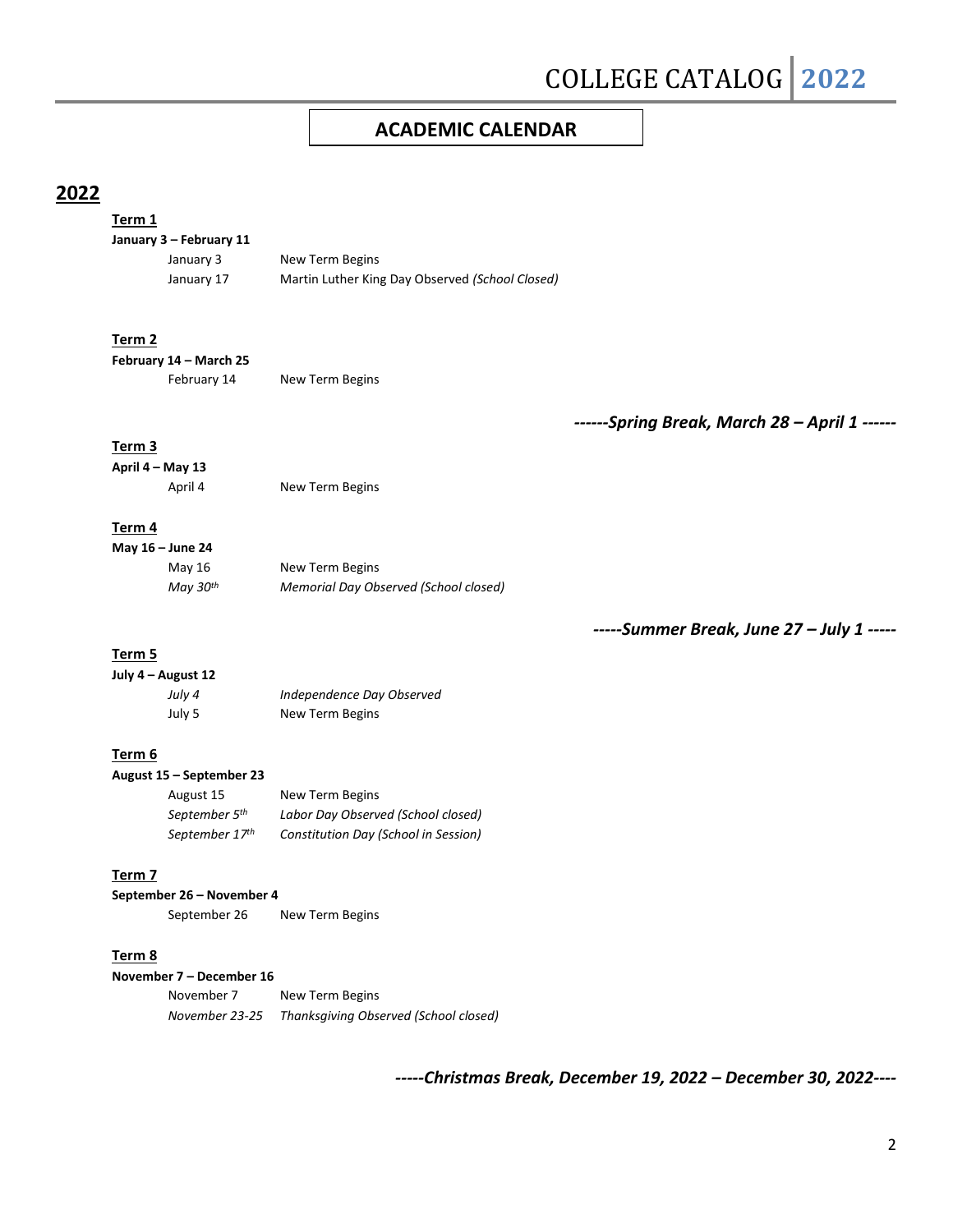## ACADEMIC CALENDAR

# 2022

**Term 1**

**January 3 – February 11**

| | |
|---|---|
| January 3 | New Term Begins |
| January 17 | Martin Luther King Day Observed *(School Closed)* |

**Term 2**

**February 14 – March 25**

| | |
|---|---|
| February 14 | New Term Begins |

***------Spring Break, March 28 – April 1 ------***

**Term 3**

**April 4 – May 13**

| | |
|---|---|
| April 4 | New Term Begins |

**Term 4**

**May 16 – June 24**

| | |
|---|---|
| May 16 | New Term Begins |
| *May 30th* | *Memorial Day Observed (School closed)* |

***-----Summer Break, June 27 – July 1 -----***

**Term 5**

**July 4 – August 12**

| | |
|---|---|
| *July 4* | *Independence Day Observed* |
| July 5 | New Term Begins |

**Term 6**

**August 15 – September 23**

| | |
|---|---|
| August 15 | New Term Begins |
| *September 5th* | *Labor Day Observed (School closed)* |
| *September 17th* | *Constitution Day (School in Session)* |

**Term 7**

**September 26 – November 4**

| | |
|---|---|
| September 26 | New Term Begins |

**Term 8**

**November 7 – December 16**

| | |
|---|---|
| November 7 | New Term Begins |
| *November 23-25* | *Thanksgiving Observed (School closed)* |

***-----Christmas Break, December 19, 2022 – December 30, 2022----***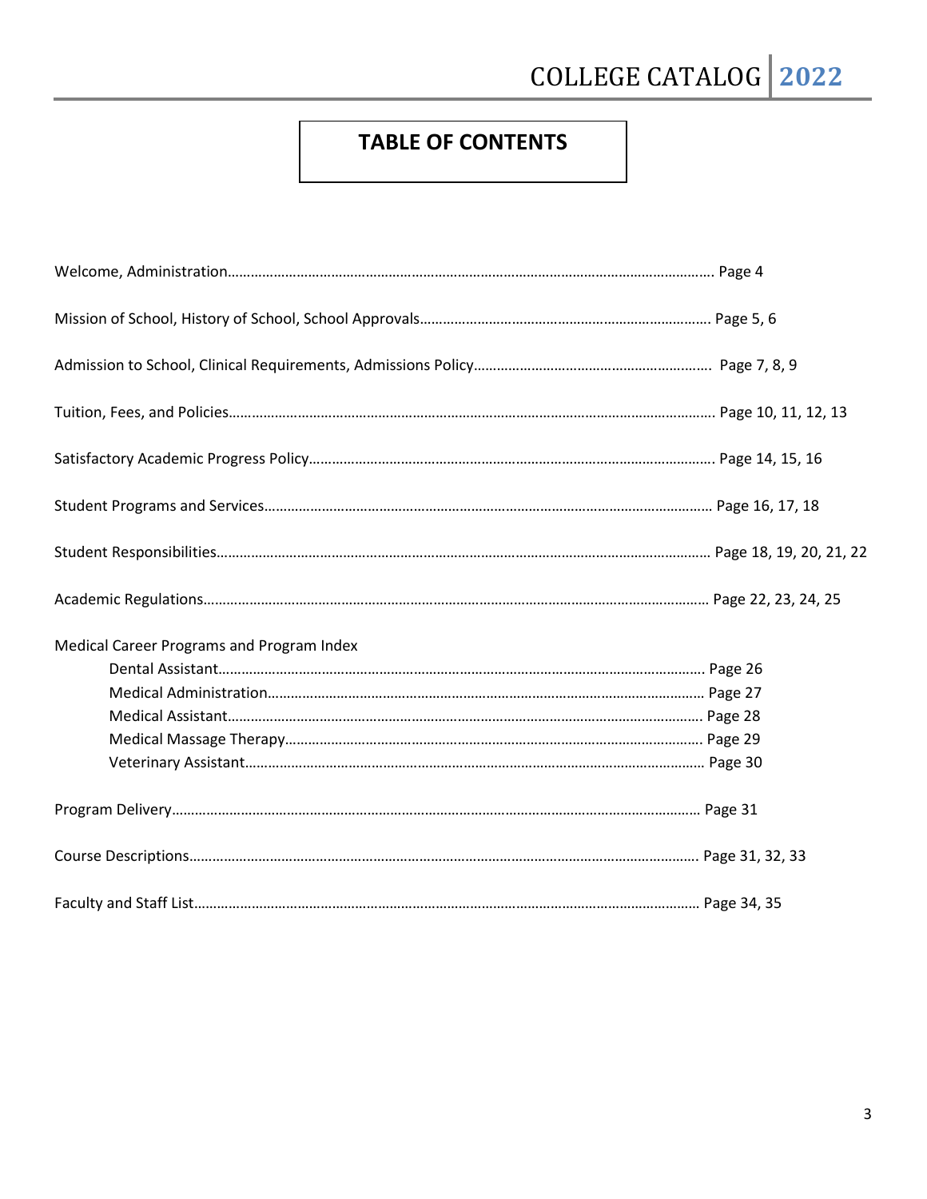# TABLE OF CONTENTS

Welcome, Administration…………………………………………………………………………………………………. Page 4

Mission of School, History of School, School Approvals……………………………………………………………… Page 5, 6

Admission to School, Clinical Requirements, Admissions Policy……………………………………………………. Page 7, 8, 9

Tuition, Fees, and Policies………………………………………………………………………………………………. Page 10, 11, 12, 13

Satisfactory Academic Progress Policy…………………………………………………………………………………. Page 14, 15, 16

Student Programs and Services…………………………………………………………………………………………… Page 16, 17, 18

Student Responsibilities………………………………………………………………………………………………… Page 18, 19, 20, 21, 22

Academic Regulations……………………………………………………………………………………………………… Page 22, 23, 24, 25

Medical Career Programs and Program Index

- Dental Assistant……………………………………………………………………………………………… Page 26
- Medical Administration……………………………………………………………………………………… Page 27
- Medical Assistant……………………………………………………………………………………………. Page 28
- Medical Massage Therapy………………………………………………………………………………….. Page 29
- Veterinary Assistant…………………………………………………………………………………………. Page 30

Program Delivery…………………………………………………………………………………………………………… Page 31

Course Descriptions……………………………………………………………………………………………………… Page 31, 32, 33

Faculty and Staff List……………………………………………………………………………………………………… Page 34, 35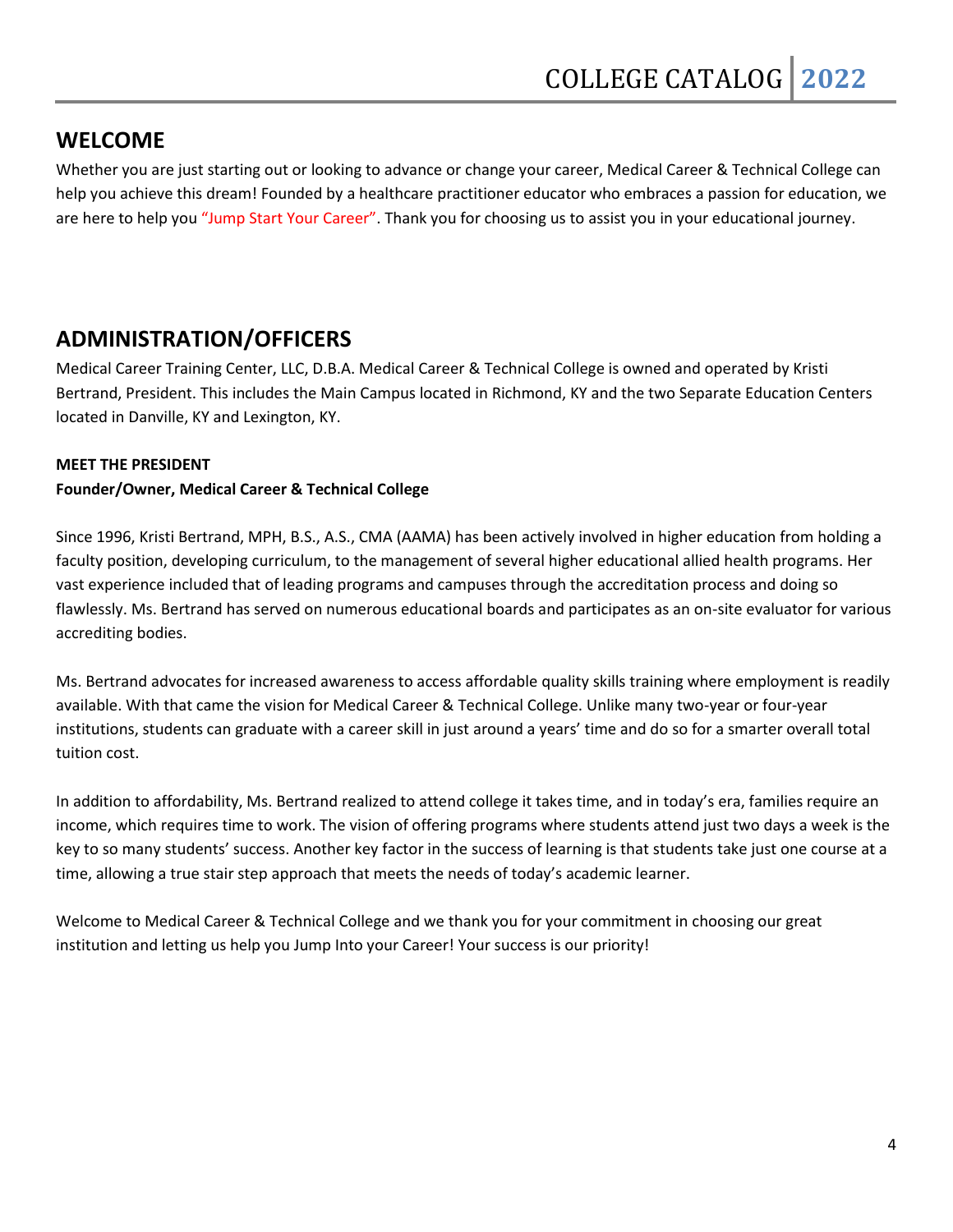## WELCOME

Whether you are just starting out or looking to advance or change your career, Medical Career & Technical College can help you achieve this dream! Founded by a healthcare practitioner educator who embraces a passion for education, we are here to help you "Jump Start Your Career". Thank you for choosing us to assist you in your educational journey.

## ADMINISTRATION/OFFICERS

Medical Career Training Center, LLC, D.B.A. Medical Career & Technical College is owned and operated by Kristi Bertrand, President. This includes the Main Campus located in Richmond, KY and the two Separate Education Centers located in Danville, KY and Lexington, KY.

**MEET THE PRESIDENT**
**Founder/Owner, Medical Career & Technical College**

Since 1996, Kristi Bertrand, MPH, B.S., A.S., CMA (AAMA) has been actively involved in higher education from holding a faculty position, developing curriculum, to the management of several higher educational allied health programs. Her vast experience included that of leading programs and campuses through the accreditation process and doing so flawlessly. Ms. Bertrand has served on numerous educational boards and participates as an on-site evaluator for various accrediting bodies.

Ms. Bertrand advocates for increased awareness to access affordable quality skills training where employment is readily available. With that came the vision for Medical Career & Technical College. Unlike many two-year or four-year institutions, students can graduate with a career skill in just around a years' time and do so for a smarter overall total tuition cost.

In addition to affordability, Ms. Bertrand realized to attend college it takes time, and in today's era, families require an income, which requires time to work. The vision of offering programs where students attend just two days a week is the key to so many students' success. Another key factor in the success of learning is that students take just one course at a time, allowing a true stair step approach that meets the needs of today's academic learner.

Welcome to Medical Career & Technical College and we thank you for your commitment in choosing our great institution and letting us help you Jump Into your Career! Your success is our priority!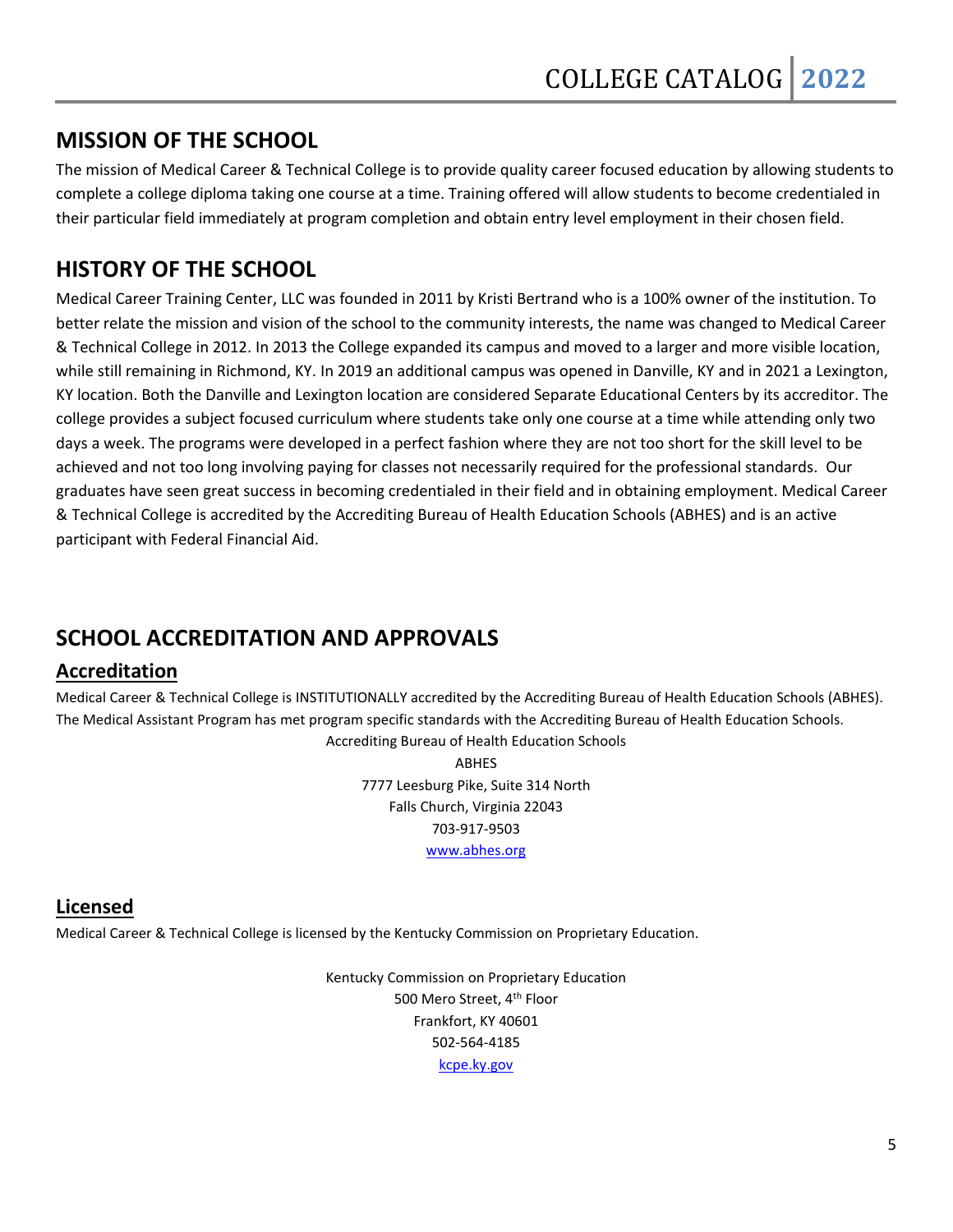## MISSION OF THE SCHOOL

The mission of Medical Career & Technical College is to provide quality career focused education by allowing students to complete a college diploma taking one course at a time. Training offered will allow students to become credentialed in their particular field immediately at program completion and obtain entry level employment in their chosen field.

## HISTORY OF THE SCHOOL

Medical Career Training Center, LLC was founded in 2011 by Kristi Bertrand who is a 100% owner of the institution. To better relate the mission and vision of the school to the community interests, the name was changed to Medical Career & Technical College in 2012. In 2013 the College expanded its campus and moved to a larger and more visible location, while still remaining in Richmond, KY. In 2019 an additional campus was opened in Danville, KY and in 2021 a Lexington, KY location. Both the Danville and Lexington location are considered Separate Educational Centers by its accreditor. The college provides a subject focused curriculum where students take only one course at a time while attending only two days a week. The programs were developed in a perfect fashion where they are not too short for the skill level to be achieved and not too long involving paying for classes not necessarily required for the professional standards. Our graduates have seen great success in becoming credentialed in their field and in obtaining employment. Medical Career & Technical College is accredited by the Accrediting Bureau of Health Education Schools (ABHES) and is an active participant with Federal Financial Aid.

## SCHOOL ACCREDITATION AND APPROVALS

### Accreditation

Medical Career & Technical College is INSTITUTIONALLY accredited by the Accrediting Bureau of Health Education Schools (ABHES). The Medical Assistant Program has met program specific standards with the Accrediting Bureau of Health Education Schools.

Accrediting Bureau of Health Education Schools
ABHES
7777 Leesburg Pike, Suite 314 North
Falls Church, Virginia 22043
703-917-9503
www.abhes.org

### Licensed

Medical Career & Technical College is licensed by the Kentucky Commission on Proprietary Education.

Kentucky Commission on Proprietary Education
500 Mero Street, 4th Floor
Frankfort, KY 40601
502-564-4185
kcpe.ky.gov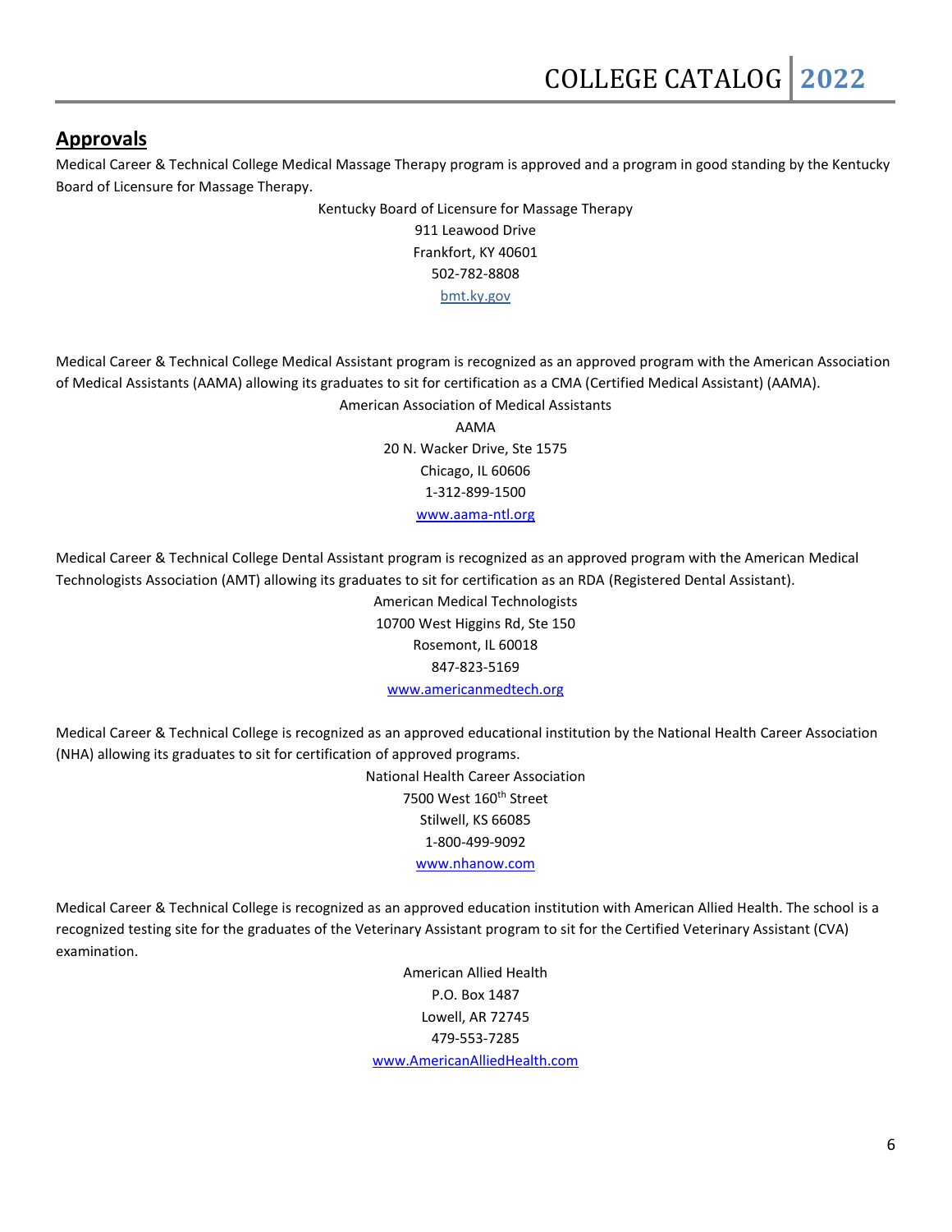## Approvals

Medical Career & Technical College Medical Massage Therapy program is approved and a program in good standing by the Kentucky Board of Licensure for Massage Therapy.

Kentucky Board of Licensure for Massage Therapy
911 Leawood Drive
Frankfort, KY 40601
502-782-8808
bmt.ky.gov

Medical Career & Technical College Medical Assistant program is recognized as an approved program with the American Association of Medical Assistants (AAMA) allowing its graduates to sit for certification as a CMA (Certified Medical Assistant) (AAMA).

American Association of Medical Assistants
AAMA
20 N. Wacker Drive, Ste 1575
Chicago, IL 60606
1-312-899-1500
www.aama-ntl.org

Medical Career & Technical College Dental Assistant program is recognized as an approved program with the American Medical Technologists Association (AMT) allowing its graduates to sit for certification as an RDA (Registered Dental Assistant).

American Medical Technologists
10700 West Higgins Rd, Ste 150
Rosemont, IL 60018
847-823-5169
www.americanmedtech.org

Medical Career & Technical College is recognized as an approved educational institution by the National Health Career Association (NHA) allowing its graduates to sit for certification of approved programs.

National Health Career Association
7500 West 160th Street
Stilwell, KS 66085
1-800-499-9092
www.nhanow.com

Medical Career & Technical College is recognized as an approved education institution with American Allied Health. The school is a recognized testing site for the graduates of the Veterinary Assistant program to sit for the Certified Veterinary Assistant (CVA) examination.

American Allied Health
P.O. Box 1487
Lowell, AR 72745
479-553-7285
www.AmericanAlliedHealth.com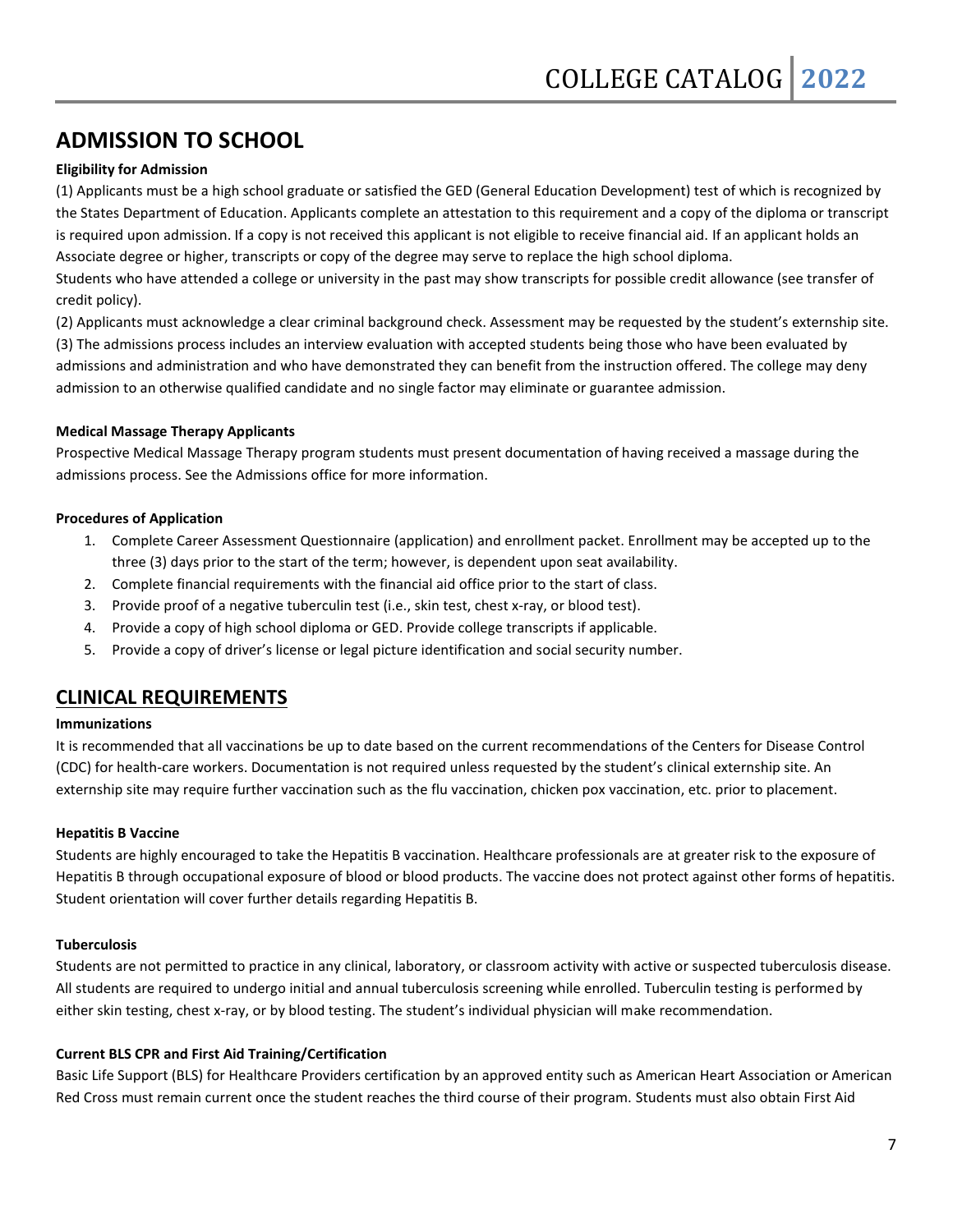## ADMISSION TO SCHOOL

**Eligibility for Admission**

(1) Applicants must be a high school graduate or satisfied the GED (General Education Development) test of which is recognized by the States Department of Education. Applicants complete an attestation to this requirement and a copy of the diploma or transcript is required upon admission. If a copy is not received this applicant is not eligible to receive financial aid. If an applicant holds an Associate degree or higher, transcripts or copy of the degree may serve to replace the high school diploma.

Students who have attended a college or university in the past may show transcripts for possible credit allowance (see transfer of credit policy).

(2) Applicants must acknowledge a clear criminal background check. Assessment may be requested by the student's externship site.

(3) The admissions process includes an interview evaluation with accepted students being those who have been evaluated by admissions and administration and who have demonstrated they can benefit from the instruction offered. The college may deny admission to an otherwise qualified candidate and no single factor may eliminate or guarantee admission.

**Medical Massage Therapy Applicants**

Prospective Medical Massage Therapy program students must present documentation of having received a massage during the admissions process. See the Admissions office for more information.

**Procedures of Application**

1. Complete Career Assessment Questionnaire (application) and enrollment packet. Enrollment may be accepted up to the three (3) days prior to the start of the term; however, is dependent upon seat availability.
2. Complete financial requirements with the financial aid office prior to the start of class.
3. Provide proof of a negative tuberculin test (i.e., skin test, chest x-ray, or blood test).
4. Provide a copy of high school diploma or GED. Provide college transcripts if applicable.
5. Provide a copy of driver's license or legal picture identification and social security number.

## CLINICAL REQUIREMENTS

**Immunizations**

It is recommended that all vaccinations be up to date based on the current recommendations of the Centers for Disease Control (CDC) for health-care workers. Documentation is not required unless requested by the student's clinical externship site. An externship site may require further vaccination such as the flu vaccination, chicken pox vaccination, etc. prior to placement.

**Hepatitis B Vaccine**

Students are highly encouraged to take the Hepatitis B vaccination. Healthcare professionals are at greater risk to the exposure of Hepatitis B through occupational exposure of blood or blood products. The vaccine does not protect against other forms of hepatitis. Student orientation will cover further details regarding Hepatitis B.

**Tuberculosis**

Students are not permitted to practice in any clinical, laboratory, or classroom activity with active or suspected tuberculosis disease. All students are required to undergo initial and annual tuberculosis screening while enrolled. Tuberculin testing is performed by either skin testing, chest x-ray, or by blood testing. The student's individual physician will make recommendation.

**Current BLS CPR and First Aid Training/Certification**

Basic Life Support (BLS) for Healthcare Providers certification by an approved entity such as American Heart Association or American Red Cross must remain current once the student reaches the third course of their program. Students must also obtain First Aid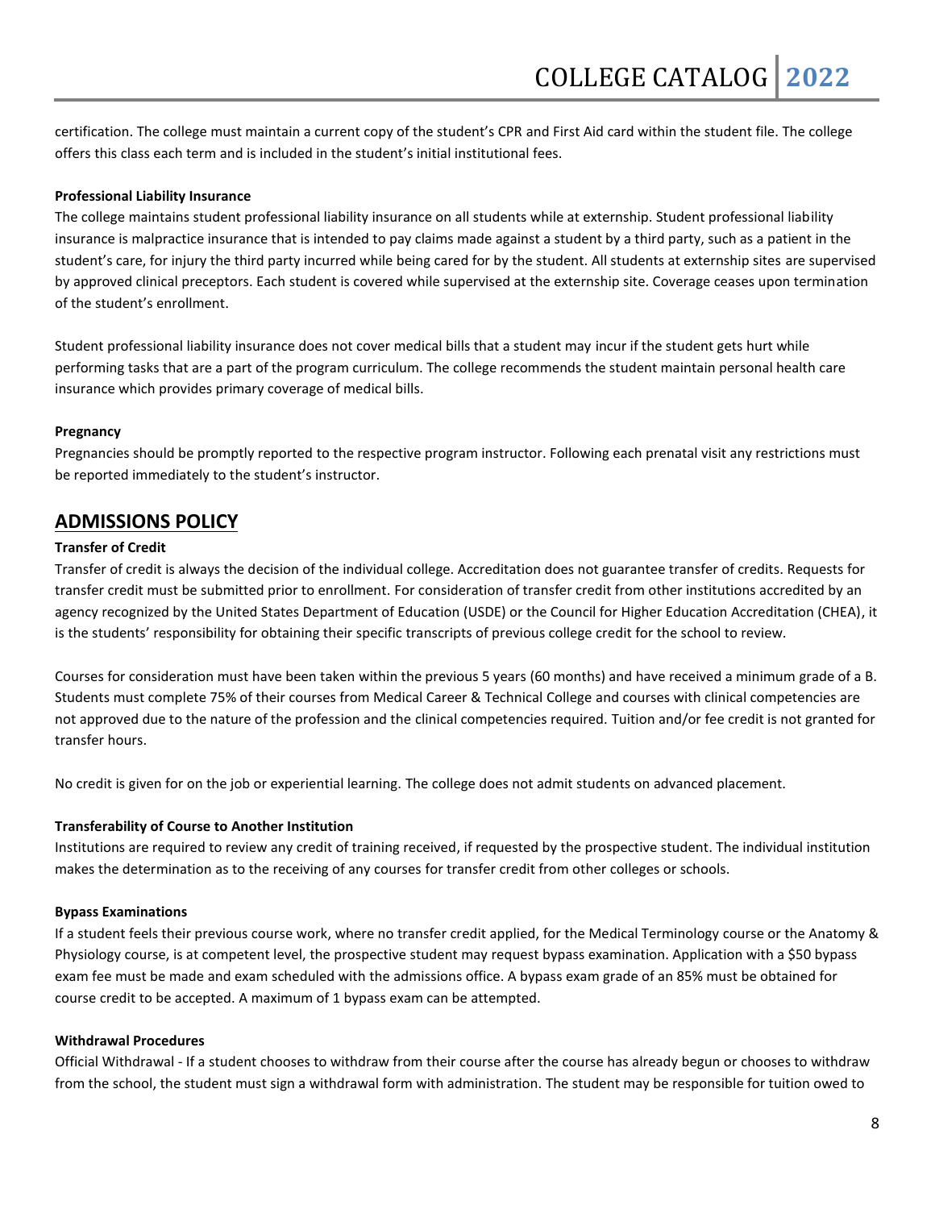certification. The college must maintain a current copy of the student's CPR and First Aid card within the student file. The college offers this class each term and is included in the student's initial institutional fees.

**Professional Liability Insurance**

The college maintains student professional liability insurance on all students while at externship. Student professional liability insurance is malpractice insurance that is intended to pay claims made against a student by a third party, such as a patient in the student's care, for injury the third party incurred while being cared for by the student. All students at externship sites are supervised by approved clinical preceptors. Each student is covered while supervised at the externship site. Coverage ceases upon termination of the student's enrollment.

Student professional liability insurance does not cover medical bills that a student may incur if the student gets hurt while performing tasks that are a part of the program curriculum. The college recommends the student maintain personal health care insurance which provides primary coverage of medical bills.

**Pregnancy**

Pregnancies should be promptly reported to the respective program instructor. Following each prenatal visit any restrictions must be reported immediately to the student's instructor.

## ADMISSIONS POLICY

**Transfer of Credit**

Transfer of credit is always the decision of the individual college. Accreditation does not guarantee transfer of credits. Requests for transfer credit must be submitted prior to enrollment. For consideration of transfer credit from other institutions accredited by an agency recognized by the United States Department of Education (USDE) or the Council for Higher Education Accreditation (CHEA), it is the students' responsibility for obtaining their specific transcripts of previous college credit for the school to review.

Courses for consideration must have been taken within the previous 5 years (60 months) and have received a minimum grade of a B. Students must complete 75% of their courses from Medical Career & Technical College and courses with clinical competencies are not approved due to the nature of the profession and the clinical competencies required. Tuition and/or fee credit is not granted for transfer hours.

No credit is given for on the job or experiential learning. The college does not admit students on advanced placement.

**Transferability of Course to Another Institution**

Institutions are required to review any credit of training received, if requested by the prospective student. The individual institution makes the determination as to the receiving of any courses for transfer credit from other colleges or schools.

**Bypass Examinations**

If a student feels their previous course work, where no transfer credit applied, for the Medical Terminology course or the Anatomy & Physiology course, is at competent level, the prospective student may request bypass examination. Application with a $50 bypass exam fee must be made and exam scheduled with the admissions office. A bypass exam grade of an 85% must be obtained for course credit to be accepted. A maximum of 1 bypass exam can be attempted.

**Withdrawal Procedures**

Official Withdrawal - If a student chooses to withdraw from their course after the course has already begun or chooses to withdraw from the school, the student must sign a withdrawal form with administration. The student may be responsible for tuition owed to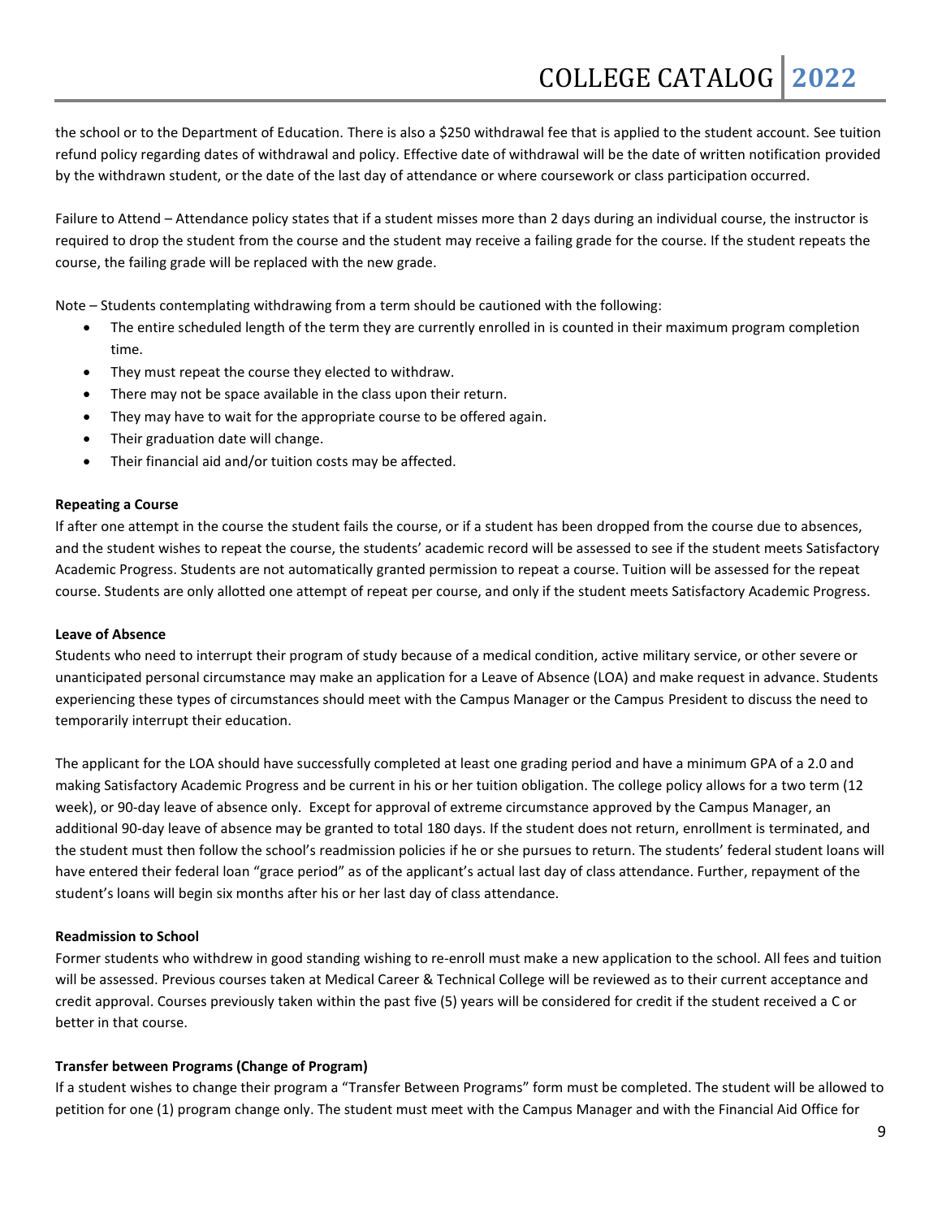the school or to the Department of Education. There is also a $250 withdrawal fee that is applied to the student account. See tuition refund policy regarding dates of withdrawal and policy. Effective date of withdrawal will be the date of written notification provided by the withdrawn student, or the date of the last day of attendance or where coursework or class participation occurred.

Failure to Attend – Attendance policy states that if a student misses more than 2 days during an individual course, the instructor is required to drop the student from the course and the student may receive a failing grade for the course. If the student repeats the course, the failing grade will be replaced with the new grade.

Note – Students contemplating withdrawing from a term should be cautioned with the following:

- The entire scheduled length of the term they are currently enrolled in is counted in their maximum program completion time.
- They must repeat the course they elected to withdraw.
- There may not be space available in the class upon their return.
- They may have to wait for the appropriate course to be offered again.
- Their graduation date will change.
- Their financial aid and/or tuition costs may be affected.

**Repeating a Course**

If after one attempt in the course the student fails the course, or if a student has been dropped from the course due to absences, and the student wishes to repeat the course, the students' academic record will be assessed to see if the student meets Satisfactory Academic Progress. Students are not automatically granted permission to repeat a course. Tuition will be assessed for the repeat course. Students are only allotted one attempt of repeat per course, and only if the student meets Satisfactory Academic Progress.

**Leave of Absence**

Students who need to interrupt their program of study because of a medical condition, active military service, or other severe or unanticipated personal circumstance may make an application for a Leave of Absence (LOA) and make request in advance. Students experiencing these types of circumstances should meet with the Campus Manager or the Campus President to discuss the need to temporarily interrupt their education.

The applicant for the LOA should have successfully completed at least one grading period and have a minimum GPA of a 2.0 and making Satisfactory Academic Progress and be current in his or her tuition obligation. The college policy allows for a two term (12 week), or 90-day leave of absence only. Except for approval of extreme circumstance approved by the Campus Manager, an additional 90-day leave of absence may be granted to total 180 days. If the student does not return, enrollment is terminated, and the student must then follow the school's readmission policies if he or she pursues to return. The students' federal student loans will have entered their federal loan "grace period" as of the applicant's actual last day of class attendance. Further, repayment of the student's loans will begin six months after his or her last day of class attendance.

**Readmission to School**

Former students who withdrew in good standing wishing to re-enroll must make a new application to the school. All fees and tuition will be assessed. Previous courses taken at Medical Career & Technical College will be reviewed as to their current acceptance and credit approval. Courses previously taken within the past five (5) years will be considered for credit if the student received a C or better in that course.

**Transfer between Programs (Change of Program)**

If a student wishes to change their program a "Transfer Between Programs" form must be completed. The student will be allowed to petition for one (1) program change only. The student must meet with the Campus Manager and with the Financial Aid Office for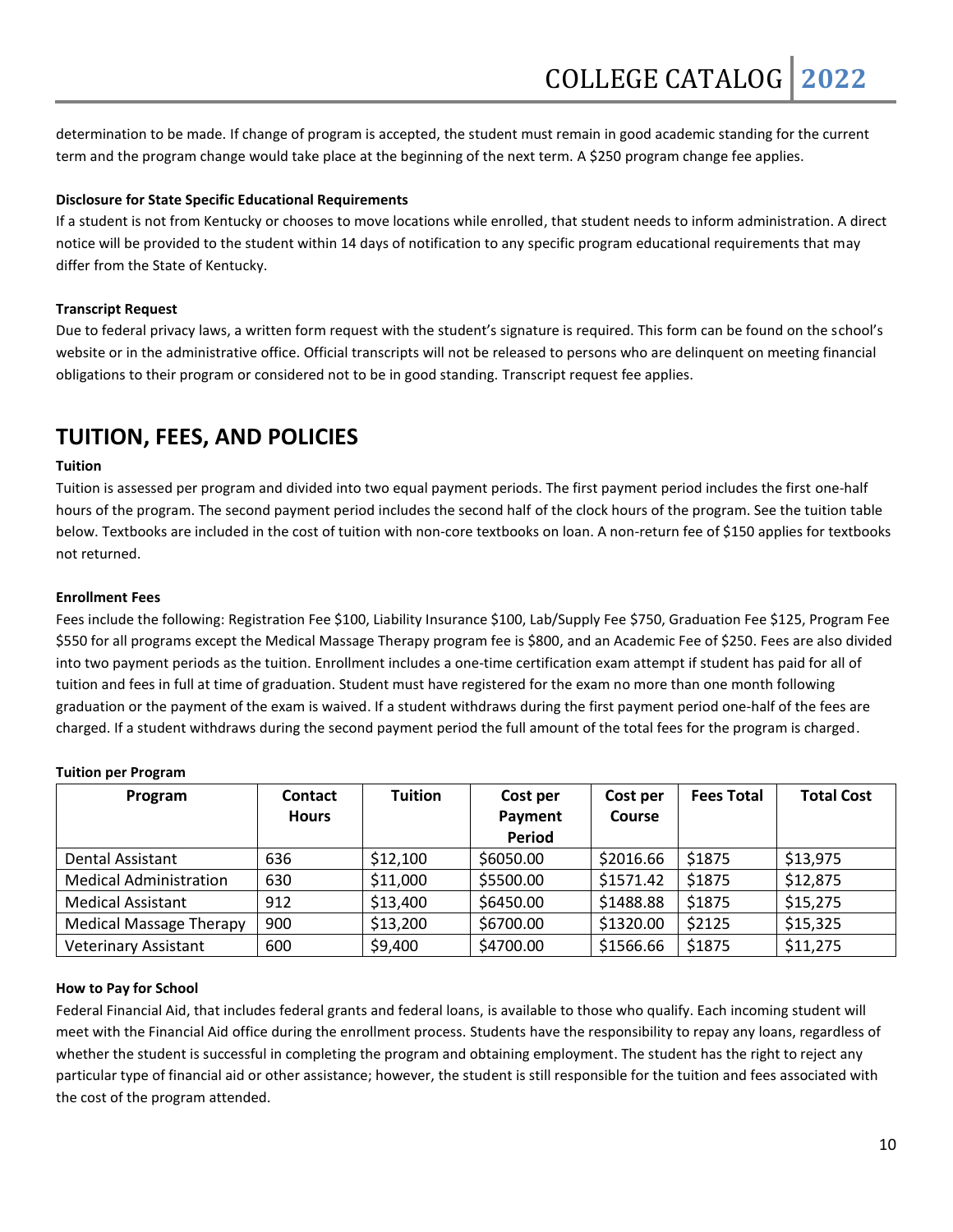determination to be made. If change of program is accepted, the student must remain in good academic standing for the current term and the program change would take place at the beginning of the next term. A $250 program change fee applies.

**Disclosure for State Specific Educational Requirements**

If a student is not from Kentucky or chooses to move locations while enrolled, that student needs to inform administration. A direct notice will be provided to the student within 14 days of notification to any specific program educational requirements that may differ from the State of Kentucky.

**Transcript Request**

Due to federal privacy laws, a written form request with the student's signature is required. This form can be found on the school's website or in the administrative office. Official transcripts will not be released to persons who are delinquent on meeting financial obligations to their program or considered not to be in good standing. Transcript request fee applies.

# TUITION, FEES, AND POLICIES

**Tuition**

Tuition is assessed per program and divided into two equal payment periods. The first payment period includes the first one-half hours of the program. The second payment period includes the second half of the clock hours of the program. See the tuition table below. Textbooks are included in the cost of tuition with non-core textbooks on loan. A non-return fee of $150 applies for textbooks not returned.

**Enrollment Fees**

Fees include the following: Registration Fee $100, Liability Insurance $100, Lab/Supply Fee $750, Graduation Fee $125, Program Fee $550 for all programs except the Medical Massage Therapy program fee is $800, and an Academic Fee of $250. Fees are also divided into two payment periods as the tuition. Enrollment includes a one-time certification exam attempt if student has paid for all of tuition and fees in full at time of graduation. Student must have registered for the exam no more than one month following graduation or the payment of the exam is waived. If a student withdraws during the first payment period one-half of the fees are charged. If a student withdraws during the second payment period the full amount of the total fees for the program is charged.

**Tuition per Program**

| Program | Contact Hours | Tuition | Cost per Payment Period | Cost per Course | Fees Total | Total Cost |
|---|---|---|---|---|---|---|
| Dental Assistant | 636 | $12,100 | $6050.00 | $2016.66 | $1875 | $13,975 |
| Medical Administration | 630 | $11,000 | $5500.00 | $1571.42 | $1875 | $12,875 |
| Medical Assistant | 912 | $13,400 | $6450.00 | $1488.88 | $1875 | $15,275 |
| Medical Massage Therapy | 900 | $13,200 | $6700.00 | $1320.00 | $2125 | $15,325 |
| Veterinary Assistant | 600 | $9,400 | $4700.00 | $1566.66 | $1875 | $11,275 |

**How to Pay for School**

Federal Financial Aid, that includes federal grants and federal loans, is available to those who qualify. Each incoming student will meet with the Financial Aid office during the enrollment process. Students have the responsibility to repay any loans, regardless of whether the student is successful in completing the program and obtaining employment. The student has the right to reject any particular type of financial aid or other assistance; however, the student is still responsible for the tuition and fees associated with the cost of the program attended.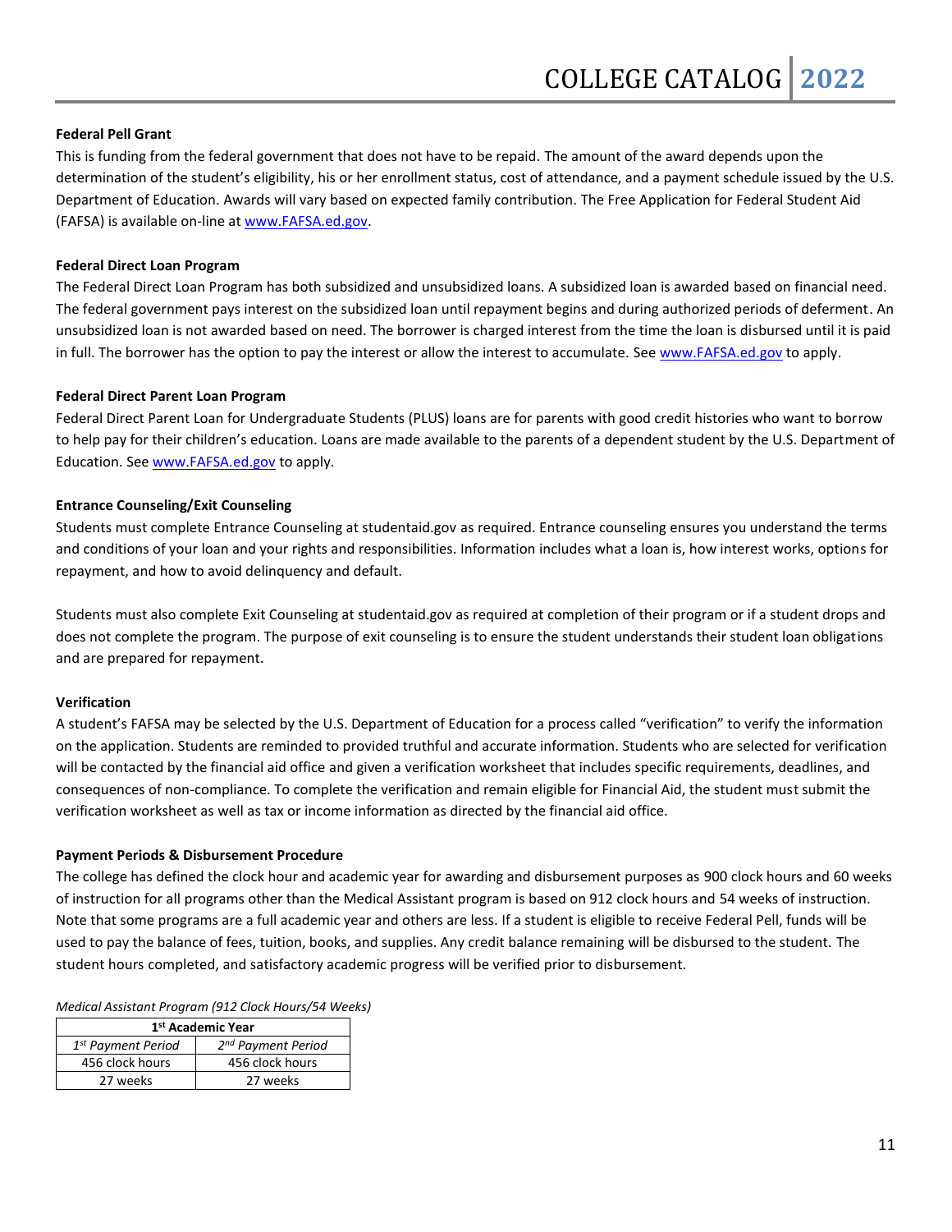**Federal Pell Grant**

This is funding from the federal government that does not have to be repaid. The amount of the award depends upon the determination of the student's eligibility, his or her enrollment status, cost of attendance, and a payment schedule issued by the U.S. Department of Education. Awards will vary based on expected family contribution. The Free Application for Federal Student Aid (FAFSA) is available on-line at www.FAFSA.ed.gov.

**Federal Direct Loan Program**

The Federal Direct Loan Program has both subsidized and unsubsidized loans. A subsidized loan is awarded based on financial need. The federal government pays interest on the subsidized loan until repayment begins and during authorized periods of deferment. An unsubsidized loan is not awarded based on need. The borrower is charged interest from the time the loan is disbursed until it is paid in full. The borrower has the option to pay the interest or allow the interest to accumulate. See www.FAFSA.ed.gov to apply.

**Federal Direct Parent Loan Program**

Federal Direct Parent Loan for Undergraduate Students (PLUS) loans are for parents with good credit histories who want to borrow to help pay for their children's education. Loans are made available to the parents of a dependent student by the U.S. Department of Education. See www.FAFSA.ed.gov to apply.

**Entrance Counseling/Exit Counseling**

Students must complete Entrance Counseling at studentaid.gov as required. Entrance counseling ensures you understand the terms and conditions of your loan and your rights and responsibilities. Information includes what a loan is, how interest works, options for repayment, and how to avoid delinquency and default.

Students must also complete Exit Counseling at studentaid.gov as required at completion of their program or if a student drops and does not complete the program. The purpose of exit counseling is to ensure the student understands their student loan obligations and are prepared for repayment.

**Verification**

A student's FAFSA may be selected by the U.S. Department of Education for a process called "verification" to verify the information on the application. Students are reminded to provided truthful and accurate information. Students who are selected for verification will be contacted by the financial aid office and given a verification worksheet that includes specific requirements, deadlines, and consequences of non-compliance. To complete the verification and remain eligible for Financial Aid, the student must submit the verification worksheet as well as tax or income information as directed by the financial aid office.

**Payment Periods & Disbursement Procedure**

The college has defined the clock hour and academic year for awarding and disbursement purposes as 900 clock hours and 60 weeks of instruction for all programs other than the Medical Assistant program is based on 912 clock hours and 54 weeks of instruction. Note that some programs are a full academic year and others are less. If a student is eligible to receive Federal Pell, funds will be used to pay the balance of fees, tuition, books, and supplies. Any credit balance remaining will be disbursed to the student. The student hours completed, and satisfactory academic progress will be verified prior to disbursement.

*Medical Assistant Program (912 Clock Hours/54 Weeks)*

| 1st Academic Year | |
|---|---|
| *1st Payment Period* | *2nd Payment Period* |
| 456 clock hours | 456 clock hours |
| 27 weeks | 27 weeks |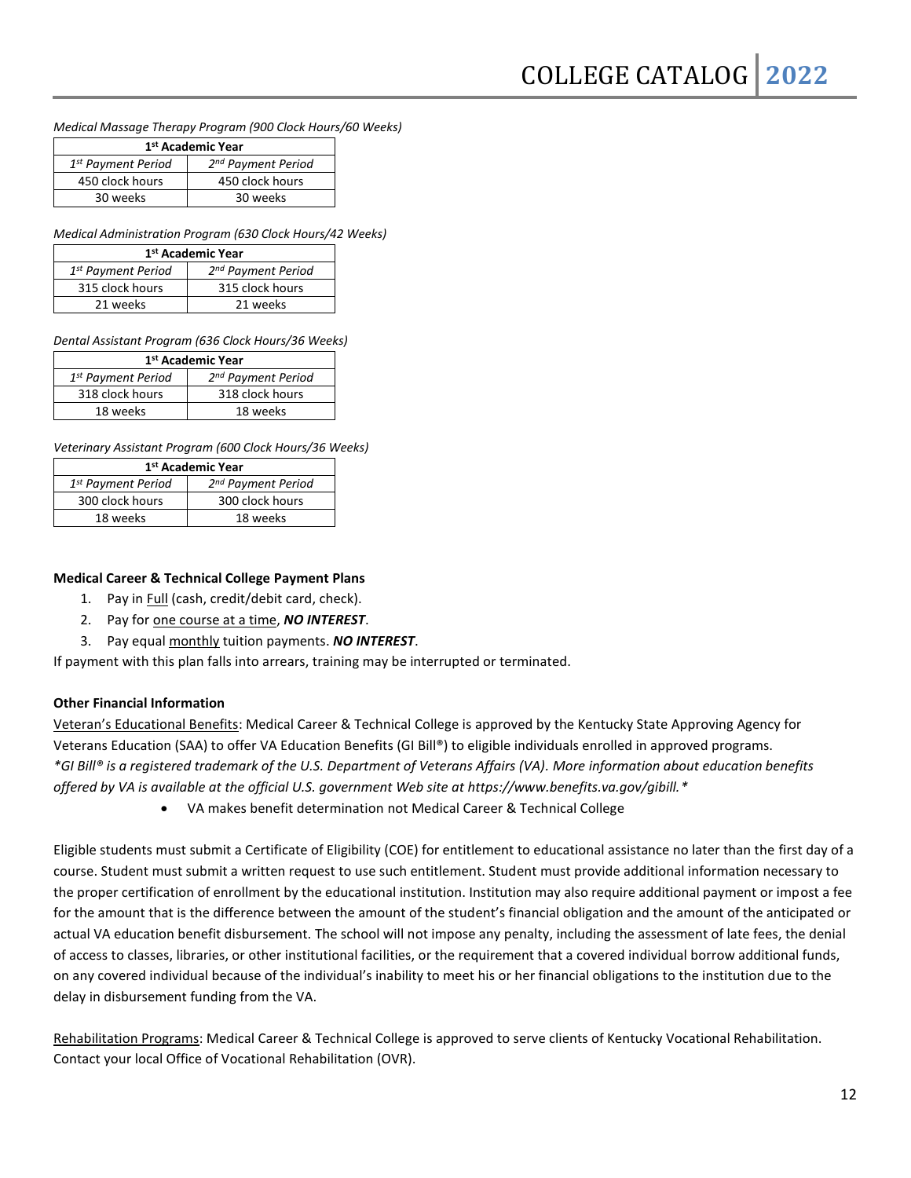*Medical Massage Therapy Program (900 Clock Hours/60 Weeks)*

| **1st Academic Year** | |
|---|---|
| *1st Payment Period* | *2nd Payment Period* |
| 450 clock hours | 450 clock hours |
| 30 weeks | 30 weeks |

*Medical Administration Program (630 Clock Hours/42 Weeks)*

| **1st Academic Year** | |
|---|---|
| *1st Payment Period* | *2nd Payment Period* |
| 315 clock hours | 315 clock hours |
| 21 weeks | 21 weeks |

*Dental Assistant Program (636 Clock Hours/36 Weeks)*

| **1st Academic Year** | |
|---|---|
| *1st Payment Period* | *2nd Payment Period* |
| 318 clock hours | 318 clock hours |
| 18 weeks | 18 weeks |

*Veterinary Assistant Program (600 Clock Hours/36 Weeks)*

| **1st Academic Year** | |
|---|---|
| *1st Payment Period* | *2nd Payment Period* |
| 300 clock hours | 300 clock hours |
| 18 weeks | 18 weeks |

**Medical Career & Technical College Payment Plans**

1. Pay in Full (cash, credit/debit card, check).
2. Pay for one course at a time, ***NO INTEREST***.
3. Pay equal monthly tuition payments. ***NO INTEREST***.

If payment with this plan falls into arrears, training may be interrupted or terminated.

**Other Financial Information**

Veteran's Educational Benefits: Medical Career & Technical College is approved by the Kentucky State Approving Agency for Veterans Education (SAA) to offer VA Education Benefits (GI Bill®) to eligible individuals enrolled in approved programs. *\*GI Bill® is a registered trademark of the U.S. Department of Veterans Affairs (VA). More information about education benefits offered by VA is available at the official U.S. government Web site at https://www.benefits.va.gov/gibill.\**

- VA makes benefit determination not Medical Career & Technical College

Eligible students must submit a Certificate of Eligibility (COE) for entitlement to educational assistance no later than the first day of a course. Student must submit a written request to use such entitlement. Student must provide additional information necessary to the proper certification of enrollment by the educational institution. Institution may also require additional payment or impost a fee for the amount that is the difference between the amount of the student's financial obligation and the amount of the anticipated or actual VA education benefit disbursement. The school will not impose any penalty, including the assessment of late fees, the denial of access to classes, libraries, or other institutional facilities, or the requirement that a covered individual borrow additional funds, on any covered individual because of the individual's inability to meet his or her financial obligations to the institution due to the delay in disbursement funding from the VA.

Rehabilitation Programs: Medical Career & Technical College is approved to serve clients of Kentucky Vocational Rehabilitation. Contact your local Office of Vocational Rehabilitation (OVR).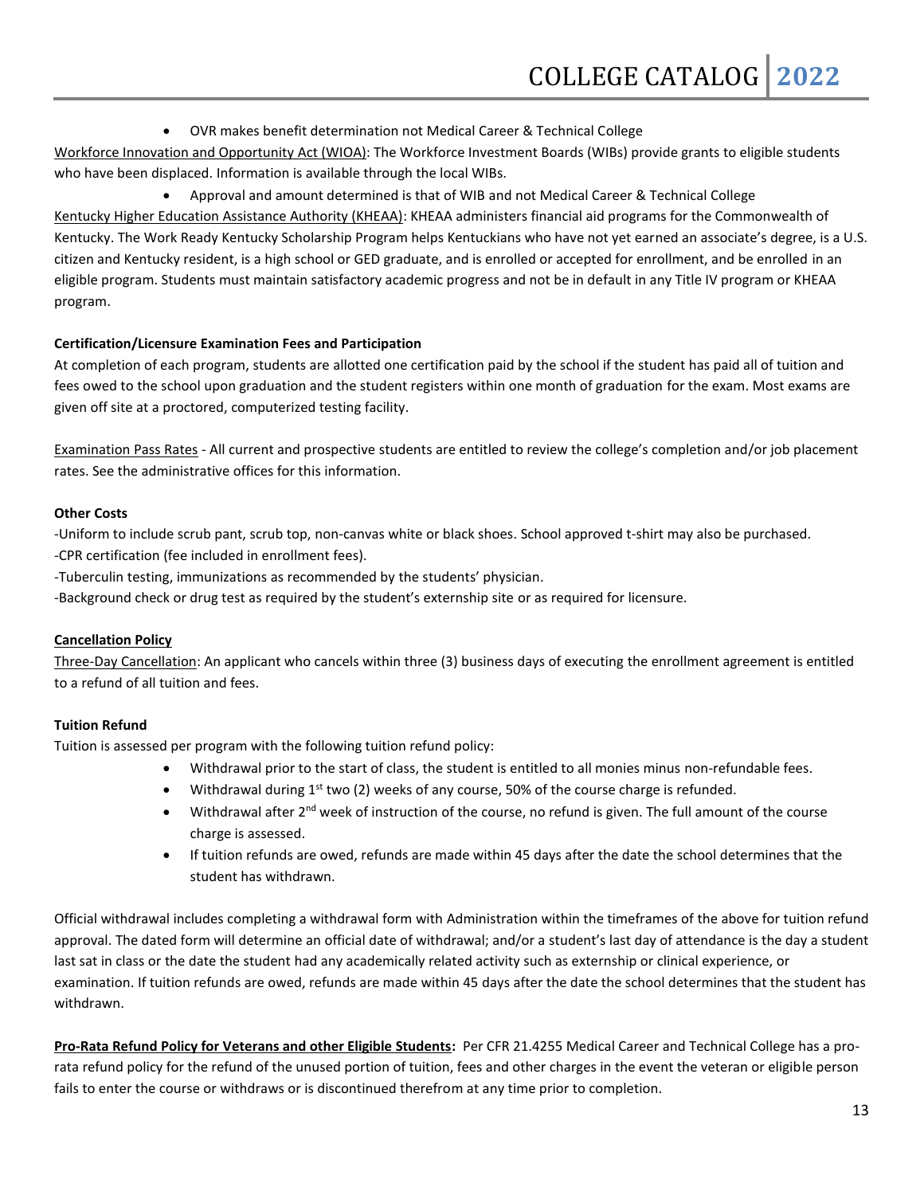- OVR makes benefit determination not Medical Career & Technical College

Workforce Innovation and Opportunity Act (WIOA): The Workforce Investment Boards (WIBs) provide grants to eligible students who have been displaced. Information is available through the local WIBs.

- Approval and amount determined is that of WIB and not Medical Career & Technical College

Kentucky Higher Education Assistance Authority (KHEAA): KHEAA administers financial aid programs for the Commonwealth of Kentucky. The Work Ready Kentucky Scholarship Program helps Kentuckians who have not yet earned an associate's degree, is a U.S. citizen and Kentucky resident, is a high school or GED graduate, and is enrolled or accepted for enrollment, and be enrolled in an eligible program. Students must maintain satisfactory academic progress and not be in default in any Title IV program or KHEAA program.

**Certification/Licensure Examination Fees and Participation**

At completion of each program, students are allotted one certification paid by the school if the student has paid all of tuition and fees owed to the school upon graduation and the student registers within one month of graduation for the exam. Most exams are given off site at a proctored, computerized testing facility.

Examination Pass Rates - All current and prospective students are entitled to review the college's completion and/or job placement rates. See the administrative offices for this information.

**Other Costs**

-Uniform to include scrub pant, scrub top, non-canvas white or black shoes. School approved t-shirt may also be purchased.
-CPR certification (fee included in enrollment fees).
-Tuberculin testing, immunizations as recommended by the students' physician.
-Background check or drug test as required by the student's externship site or as required for licensure.

**Cancellation Policy**

Three-Day Cancellation: An applicant who cancels within three (3) business days of executing the enrollment agreement is entitled to a refund of all tuition and fees.

**Tuition Refund**

Tuition is assessed per program with the following tuition refund policy:

- Withdrawal prior to the start of class, the student is entitled to all monies minus non-refundable fees.
- Withdrawal during 1st two (2) weeks of any course, 50% of the course charge is refunded.
- Withdrawal after 2nd week of instruction of the course, no refund is given. The full amount of the course charge is assessed.
- If tuition refunds are owed, refunds are made within 45 days after the date the school determines that the student has withdrawn.

Official withdrawal includes completing a withdrawal form with Administration within the timeframes of the above for tuition refund approval. The dated form will determine an official date of withdrawal; and/or a student's last day of attendance is the day a student last sat in class or the date the student had any academically related activity such as externship or clinical experience, or examination. If tuition refunds are owed, refunds are made within 45 days after the date the school determines that the student has withdrawn.

**Pro-Rata Refund Policy for Veterans and other Eligible Students:** Per CFR 21.4255 Medical Career and Technical College has a pro-rata refund policy for the refund of the unused portion of tuition, fees and other charges in the event the veteran or eligible person fails to enter the course or withdraws or is discontinued therefrom at any time prior to completion.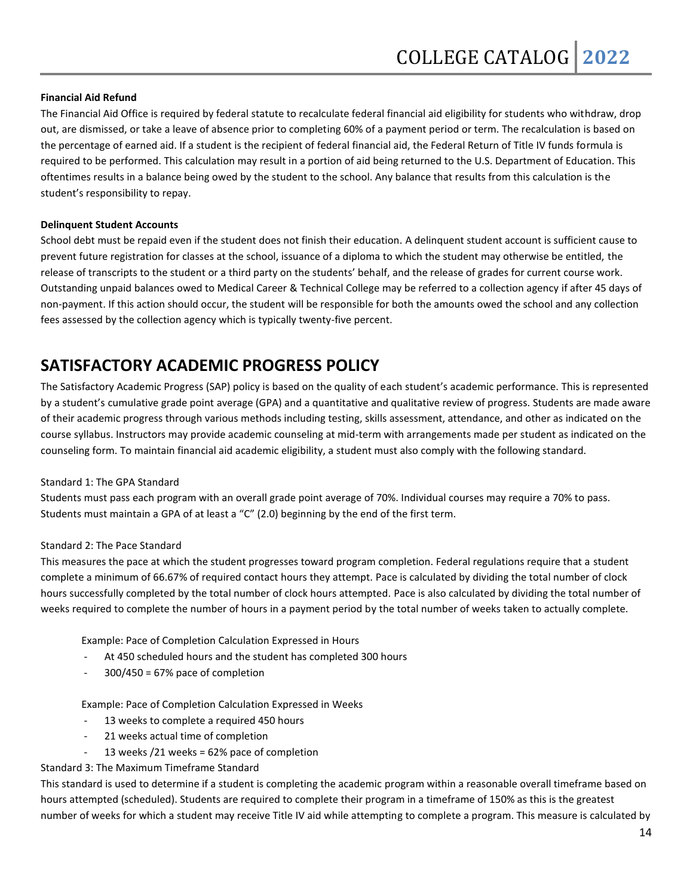**Financial Aid Refund**

The Financial Aid Office is required by federal statute to recalculate federal financial aid eligibility for students who withdraw, drop out, are dismissed, or take a leave of absence prior to completing 60% of a payment period or term. The recalculation is based on the percentage of earned aid. If a student is the recipient of federal financial aid, the Federal Return of Title IV funds formula is required to be performed. This calculation may result in a portion of aid being returned to the U.S. Department of Education. This oftentimes results in a balance being owed by the student to the school. Any balance that results from this calculation is the student's responsibility to repay.

**Delinquent Student Accounts**

School debt must be repaid even if the student does not finish their education. A delinquent student account is sufficient cause to prevent future registration for classes at the school, issuance of a diploma to which the student may otherwise be entitled, the release of transcripts to the student or a third party on the students' behalf, and the release of grades for current course work. Outstanding unpaid balances owed to Medical Career & Technical College may be referred to a collection agency if after 45 days of non-payment. If this action should occur, the student will be responsible for both the amounts owed the school and any collection fees assessed by the collection agency which is typically twenty-five percent.

## SATISFACTORY ACADEMIC PROGRESS POLICY

The Satisfactory Academic Progress (SAP) policy is based on the quality of each student's academic performance. This is represented by a student's cumulative grade point average (GPA) and a quantitative and qualitative review of progress. Students are made aware of their academic progress through various methods including testing, skills assessment, attendance, and other as indicated on the course syllabus. Instructors may provide academic counseling at mid-term with arrangements made per student as indicated on the counseling form. To maintain financial aid academic eligibility, a student must also comply with the following standard.

Standard 1: The GPA Standard

Students must pass each program with an overall grade point average of 70%. Individual courses may require a 70% to pass. Students must maintain a GPA of at least a "C" (2.0) beginning by the end of the first term.

Standard 2: The Pace Standard

This measures the pace at which the student progresses toward program completion. Federal regulations require that a student complete a minimum of 66.67% of required contact hours they attempt. Pace is calculated by dividing the total number of clock hours successfully completed by the total number of clock hours attempted. Pace is also calculated by dividing the total number of weeks required to complete the number of hours in a payment period by the total number of weeks taken to actually complete.

Example: Pace of Completion Calculation Expressed in Hours

- At 450 scheduled hours and the student has completed 300 hours
- 300/450 = 67% pace of completion

Example: Pace of Completion Calculation Expressed in Weeks

- 13 weeks to complete a required 450 hours
- 21 weeks actual time of completion
- 13 weeks /21 weeks = 62% pace of completion

Standard 3: The Maximum Timeframe Standard

This standard is used to determine if a student is completing the academic program within a reasonable overall timeframe based on hours attempted (scheduled). Students are required to complete their program in a timeframe of 150% as this is the greatest number of weeks for which a student may receive Title IV aid while attempting to complete a program. This measure is calculated by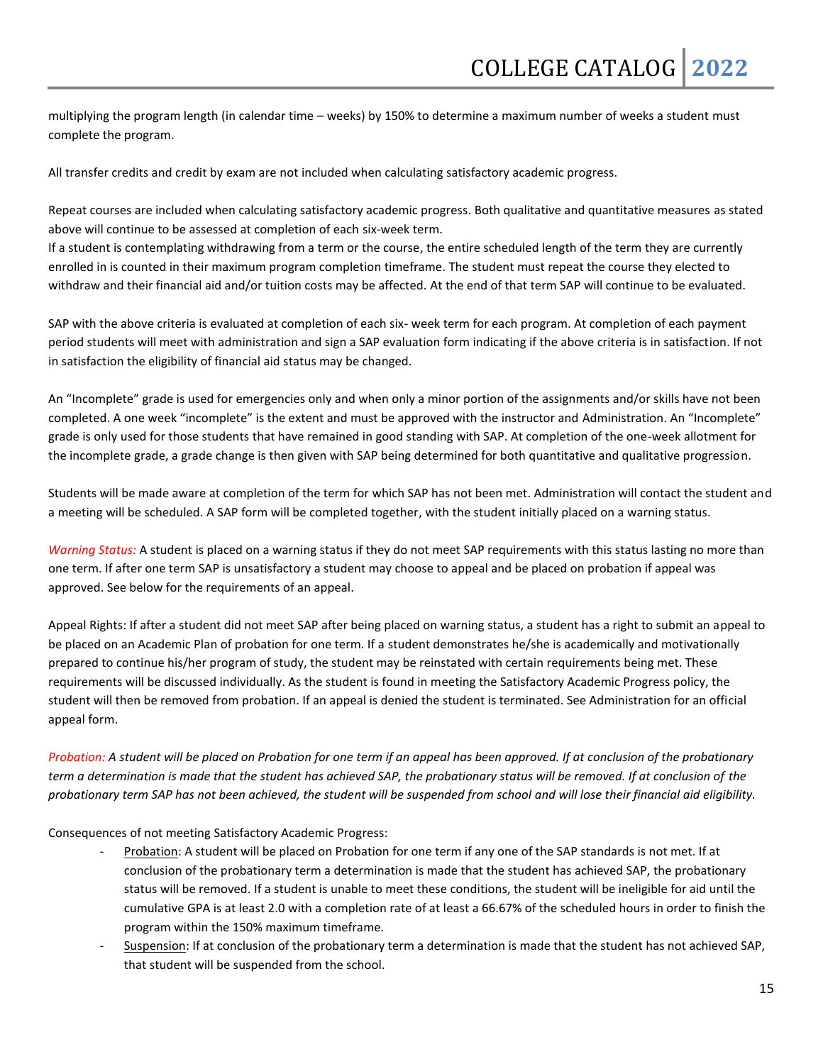multiplying the program length (in calendar time – weeks) by 150% to determine a maximum number of weeks a student must complete the program.

All transfer credits and credit by exam are not included when calculating satisfactory academic progress.

Repeat courses are included when calculating satisfactory academic progress. Both qualitative and quantitative measures as stated above will continue to be assessed at completion of each six-week term.
If a student is contemplating withdrawing from a term or the course, the entire scheduled length of the term they are currently enrolled in is counted in their maximum program completion timeframe. The student must repeat the course they elected to withdraw and their financial aid and/or tuition costs may be affected. At the end of that term SAP will continue to be evaluated.

SAP with the above criteria is evaluated at completion of each six- week term for each program. At completion of each payment period students will meet with administration and sign a SAP evaluation form indicating if the above criteria is in satisfaction. If not in satisfaction the eligibility of financial aid status may be changed.

An "Incomplete" grade is used for emergencies only and when only a minor portion of the assignments and/or skills have not been completed. A one week "incomplete" is the extent and must be approved with the instructor and Administration. An "Incomplete" grade is only used for those students that have remained in good standing with SAP. At completion of the one-week allotment for the incomplete grade, a grade change is then given with SAP being determined for both quantitative and qualitative progression.

Students will be made aware at completion of the term for which SAP has not been met. Administration will contact the student and a meeting will be scheduled. A SAP form will be completed together, with the student initially placed on a warning status.

*Warning Status:* A student is placed on a warning status if they do not meet SAP requirements with this status lasting no more than one term. If after one term SAP is unsatisfactory a student may choose to appeal and be placed on probation if appeal was approved. See below for the requirements of an appeal.

Appeal Rights: If after a student did not meet SAP after being placed on warning status, a student has a right to submit an appeal to be placed on an Academic Plan of probation for one term. If a student demonstrates he/she is academically and motivationally prepared to continue his/her program of study, the student may be reinstated with certain requirements being met. These requirements will be discussed individually. As the student is found in meeting the Satisfactory Academic Progress policy, the student will then be removed from probation. If an appeal is denied the student is terminated. See Administration for an official appeal form.

*Probation: A student will be placed on Probation for one term if an appeal has been approved. If at conclusion of the probationary term a determination is made that the student has achieved SAP, the probationary status will be removed. If at conclusion of the probationary term SAP has not been achieved, the student will be suspended from school and will lose their financial aid eligibility.*

Consequences of not meeting Satisfactory Academic Progress:

- Probation: A student will be placed on Probation for one term if any one of the SAP standards is not met. If at conclusion of the probationary term a determination is made that the student has achieved SAP, the probationary status will be removed. If a student is unable to meet these conditions, the student will be ineligible for aid until the cumulative GPA is at least 2.0 with a completion rate of at least a 66.67% of the scheduled hours in order to finish the program within the 150% maximum timeframe.
- Suspension: If at conclusion of the probationary term a determination is made that the student has not achieved SAP, that student will be suspended from the school.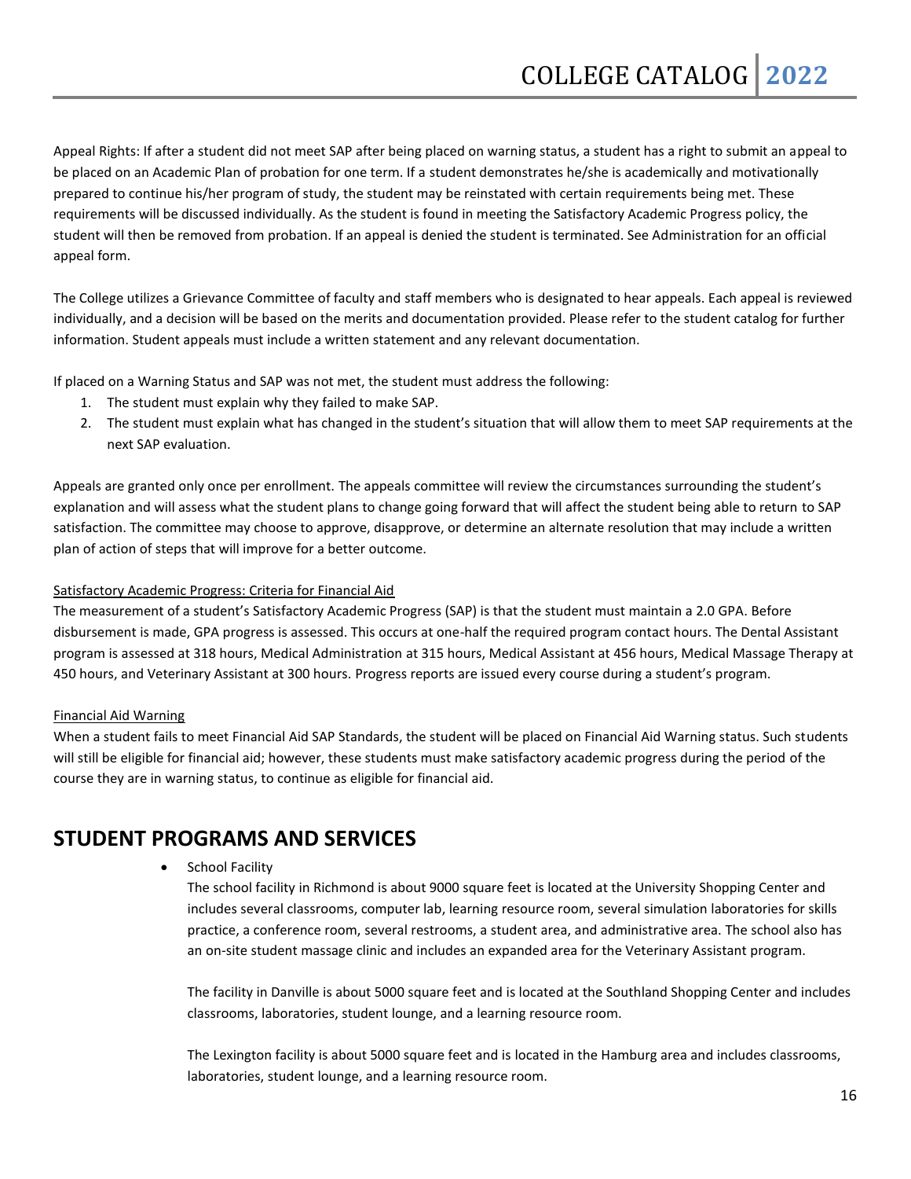Appeal Rights: If after a student did not meet SAP after being placed on warning status, a student has a right to submit an appeal to be placed on an Academic Plan of probation for one term. If a student demonstrates he/she is academically and motivationally prepared to continue his/her program of study, the student may be reinstated with certain requirements being met. These requirements will be discussed individually. As the student is found in meeting the Satisfactory Academic Progress policy, the student will then be removed from probation. If an appeal is denied the student is terminated. See Administration for an official appeal form.

The College utilizes a Grievance Committee of faculty and staff members who is designated to hear appeals. Each appeal is reviewed individually, and a decision will be based on the merits and documentation provided. Please refer to the student catalog for further information. Student appeals must include a written statement and any relevant documentation.

If placed on a Warning Status and SAP was not met, the student must address the following:

1. The student must explain why they failed to make SAP.
2. The student must explain what has changed in the student's situation that will allow them to meet SAP requirements at the next SAP evaluation.

Appeals are granted only once per enrollment. The appeals committee will review the circumstances surrounding the student's explanation and will assess what the student plans to change going forward that will affect the student being able to return to SAP satisfaction. The committee may choose to approve, disapprove, or determine an alternate resolution that may include a written plan of action of steps that will improve for a better outcome.

<u>Satisfactory Academic Progress: Criteria for Financial Aid</u>

The measurement of a student's Satisfactory Academic Progress (SAP) is that the student must maintain a 2.0 GPA. Before disbursement is made, GPA progress is assessed. This occurs at one-half the required program contact hours. The Dental Assistant program is assessed at 318 hours, Medical Administration at 315 hours, Medical Assistant at 456 hours, Medical Massage Therapy at 450 hours, and Veterinary Assistant at 300 hours. Progress reports are issued every course during a student's program.

<u>Financial Aid Warning</u>

When a student fails to meet Financial Aid SAP Standards, the student will be placed on Financial Aid Warning status. Such students will still be eligible for financial aid; however, these students must make satisfactory academic progress during the period of the course they are in warning status, to continue as eligible for financial aid.

## STUDENT PROGRAMS AND SERVICES

- School Facility

  The school facility in Richmond is about 9000 square feet is located at the University Shopping Center and includes several classrooms, computer lab, learning resource room, several simulation laboratories for skills practice, a conference room, several restrooms, a student area, and administrative area. The school also has an on-site student massage clinic and includes an expanded area for the Veterinary Assistant program.

  The facility in Danville is about 5000 square feet and is located at the Southland Shopping Center and includes classrooms, laboratories, student lounge, and a learning resource room.

  The Lexington facility is about 5000 square feet and is located in the Hamburg area and includes classrooms, laboratories, student lounge, and a learning resource room.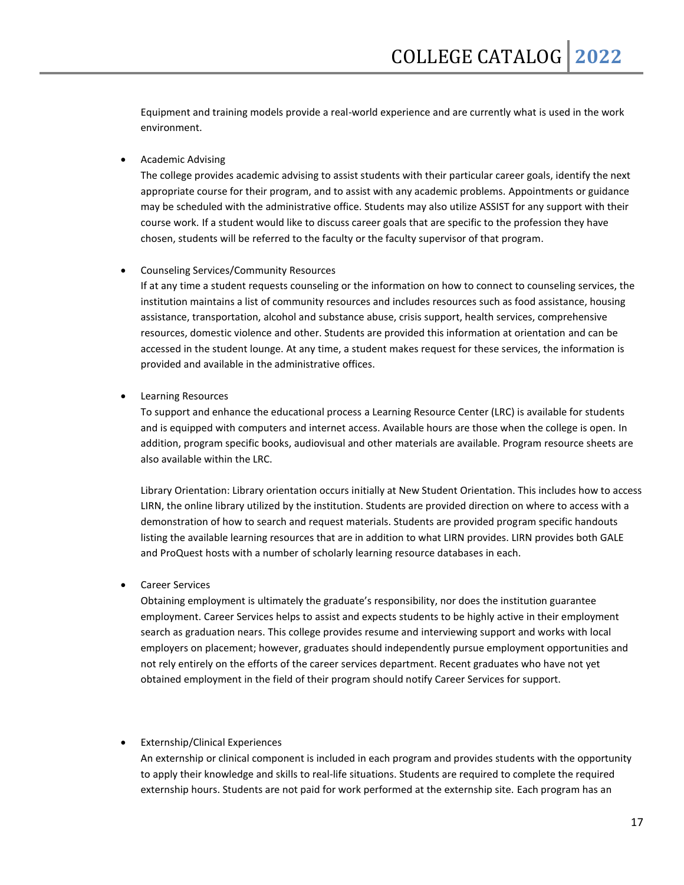Equipment and training models provide a real-world experience and are currently what is used in the work environment.

- Academic Advising

  The college provides academic advising to assist students with their particular career goals, identify the next appropriate course for their program, and to assist with any academic problems. Appointments or guidance may be scheduled with the administrative office. Students may also utilize ASSIST for any support with their course work. If a student would like to discuss career goals that are specific to the profession they have chosen, students will be referred to the faculty or the faculty supervisor of that program.

- Counseling Services/Community Resources

  If at any time a student requests counseling or the information on how to connect to counseling services, the institution maintains a list of community resources and includes resources such as food assistance, housing assistance, transportation, alcohol and substance abuse, crisis support, health services, comprehensive resources, domestic violence and other. Students are provided this information at orientation and can be accessed in the student lounge. At any time, a student makes request for these services, the information is provided and available in the administrative offices.

- Learning Resources

  To support and enhance the educational process a Learning Resource Center (LRC) is available for students and is equipped with computers and internet access. Available hours are those when the college is open. In addition, program specific books, audiovisual and other materials are available. Program resource sheets are also available within the LRC.

  Library Orientation: Library orientation occurs initially at New Student Orientation. This includes how to access LIRN, the online library utilized by the institution. Students are provided direction on where to access with a demonstration of how to search and request materials. Students are provided program specific handouts listing the available learning resources that are in addition to what LIRN provides. LIRN provides both GALE and ProQuest hosts with a number of scholarly learning resource databases in each.

- Career Services

  Obtaining employment is ultimately the graduate's responsibility, nor does the institution guarantee employment. Career Services helps to assist and expects students to be highly active in their employment search as graduation nears. This college provides resume and interviewing support and works with local employers on placement; however, graduates should independently pursue employment opportunities and not rely entirely on the efforts of the career services department. Recent graduates who have not yet obtained employment in the field of their program should notify Career Services for support.

- Externship/Clinical Experiences

  An externship or clinical component is included in each program and provides students with the opportunity to apply their knowledge and skills to real-life situations. Students are required to complete the required externship hours. Students are not paid for work performed at the externship site. Each program has an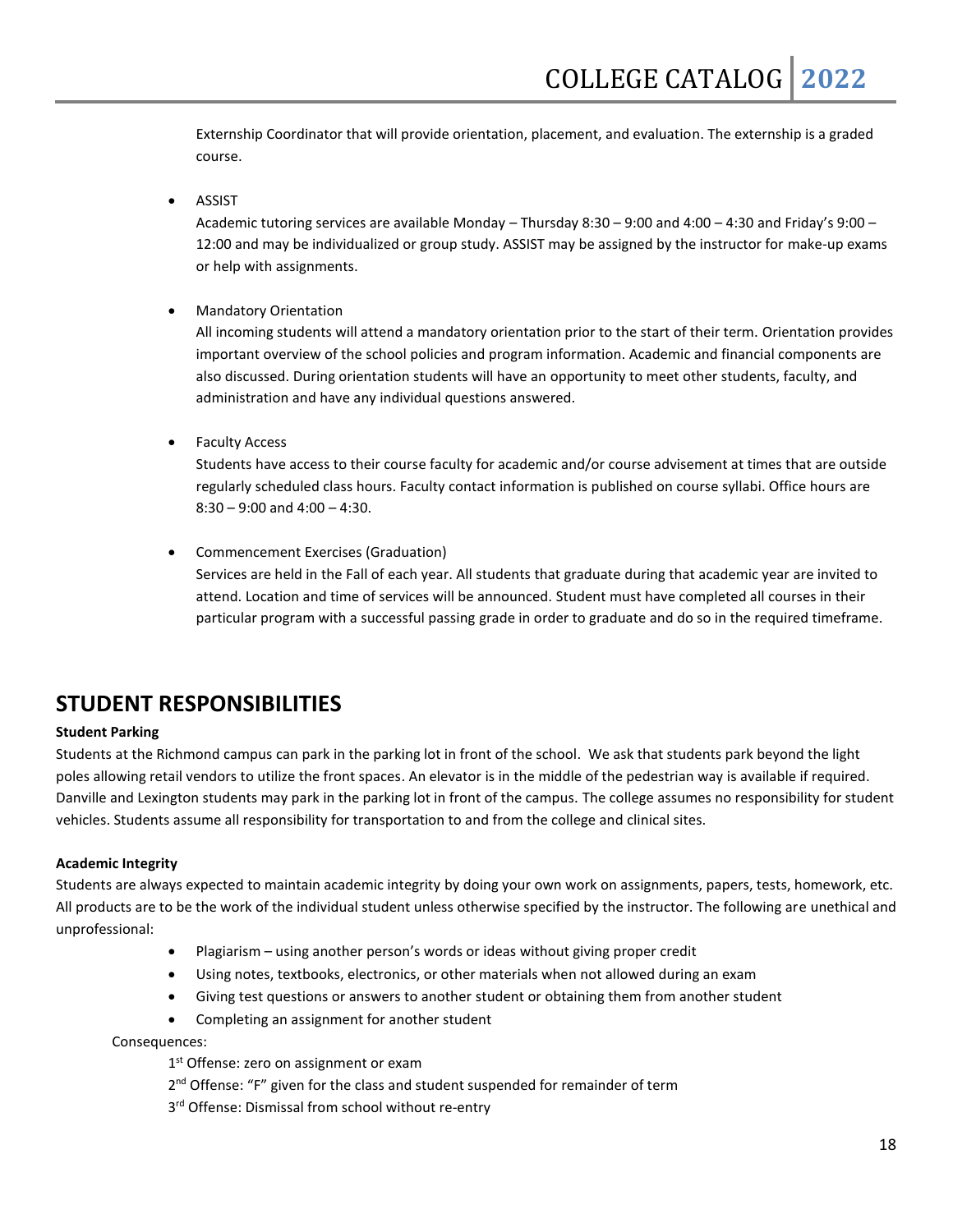Externship Coordinator that will provide orientation, placement, and evaluation. The externship is a graded course.

- ASSIST

  Academic tutoring services are available Monday – Thursday 8:30 – 9:00 and 4:00 – 4:30 and Friday's 9:00 – 12:00 and may be individualized or group study. ASSIST may be assigned by the instructor for make-up exams or help with assignments.

- Mandatory Orientation

  All incoming students will attend a mandatory orientation prior to the start of their term. Orientation provides important overview of the school policies and program information. Academic and financial components are also discussed. During orientation students will have an opportunity to meet other students, faculty, and administration and have any individual questions answered.

- Faculty Access

  Students have access to their course faculty for academic and/or course advisement at times that are outside regularly scheduled class hours. Faculty contact information is published on course syllabi. Office hours are 8:30 – 9:00 and 4:00 – 4:30.

- Commencement Exercises (Graduation)

  Services are held in the Fall of each year. All students that graduate during that academic year are invited to attend. Location and time of services will be announced. Student must have completed all courses in their particular program with a successful passing grade in order to graduate and do so in the required timeframe.

## STUDENT RESPONSIBILITIES

**Student Parking**

Students at the Richmond campus can park in the parking lot in front of the school. We ask that students park beyond the light poles allowing retail vendors to utilize the front spaces. An elevator is in the middle of the pedestrian way is available if required. Danville and Lexington students may park in the parking lot in front of the campus. The college assumes no responsibility for student vehicles. Students assume all responsibility for transportation to and from the college and clinical sites.

**Academic Integrity**

Students are always expected to maintain academic integrity by doing your own work on assignments, papers, tests, homework, etc. All products are to be the work of the individual student unless otherwise specified by the instructor. The following are unethical and unprofessional:

- Plagiarism – using another person's words or ideas without giving proper credit
- Using notes, textbooks, electronics, or other materials when not allowed during an exam
- Giving test questions or answers to another student or obtaining them from another student
- Completing an assignment for another student

Consequences:

1st Offense: zero on assignment or exam

2nd Offense: "F" given for the class and student suspended for remainder of term

3rd Offense: Dismissal from school without re-entry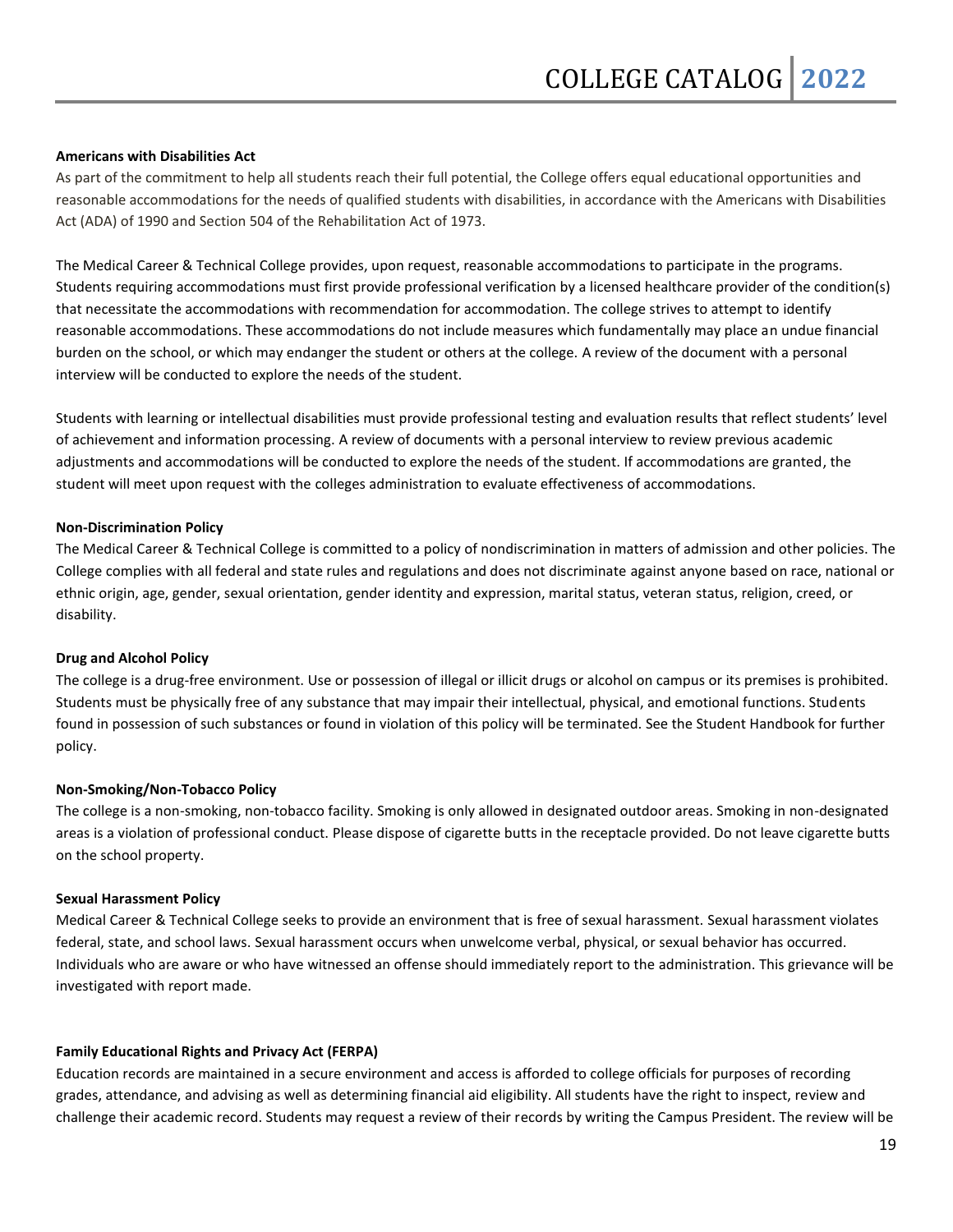**Americans with Disabilities Act**

As part of the commitment to help all students reach their full potential, the College offers equal educational opportunities and reasonable accommodations for the needs of qualified students with disabilities, in accordance with the Americans with Disabilities Act (ADA) of 1990 and Section 504 of the Rehabilitation Act of 1973.

The Medical Career & Technical College provides, upon request, reasonable accommodations to participate in the programs. Students requiring accommodations must first provide professional verification by a licensed healthcare provider of the condition(s) that necessitate the accommodations with recommendation for accommodation. The college strives to attempt to identify reasonable accommodations. These accommodations do not include measures which fundamentally may place an undue financial burden on the school, or which may endanger the student or others at the college. A review of the document with a personal interview will be conducted to explore the needs of the student.

Students with learning or intellectual disabilities must provide professional testing and evaluation results that reflect students' level of achievement and information processing. A review of documents with a personal interview to review previous academic adjustments and accommodations will be conducted to explore the needs of the student. If accommodations are granted, the student will meet upon request with the colleges administration to evaluate effectiveness of accommodations.

**Non-Discrimination Policy**

The Medical Career & Technical College is committed to a policy of nondiscrimination in matters of admission and other policies. The College complies with all federal and state rules and regulations and does not discriminate against anyone based on race, national or ethnic origin, age, gender, sexual orientation, gender identity and expression, marital status, veteran status, religion, creed, or disability.

**Drug and Alcohol Policy**

The college is a drug-free environment. Use or possession of illegal or illicit drugs or alcohol on campus or its premises is prohibited. Students must be physically free of any substance that may impair their intellectual, physical, and emotional functions. Students found in possession of such substances or found in violation of this policy will be terminated. See the Student Handbook for further policy.

**Non-Smoking/Non-Tobacco Policy**

The college is a non-smoking, non-tobacco facility. Smoking is only allowed in designated outdoor areas. Smoking in non-designated areas is a violation of professional conduct. Please dispose of cigarette butts in the receptacle provided. Do not leave cigarette butts on the school property.

**Sexual Harassment Policy**

Medical Career & Technical College seeks to provide an environment that is free of sexual harassment. Sexual harassment violates federal, state, and school laws. Sexual harassment occurs when unwelcome verbal, physical, or sexual behavior has occurred. Individuals who are aware or who have witnessed an offense should immediately report to the administration. This grievance will be investigated with report made.

**Family Educational Rights and Privacy Act (FERPA)**

Education records are maintained in a secure environment and access is afforded to college officials for purposes of recording grades, attendance, and advising as well as determining financial aid eligibility. All students have the right to inspect, review and challenge their academic record. Students may request a review of their records by writing the Campus President. The review will be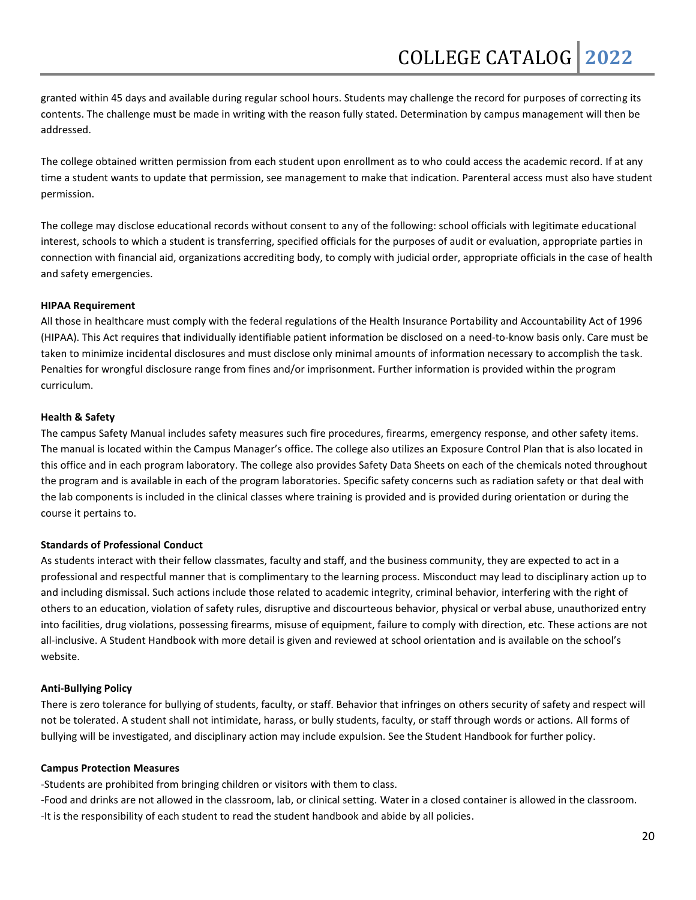granted within 45 days and available during regular school hours. Students may challenge the record for purposes of correcting its contents. The challenge must be made in writing with the reason fully stated. Determination by campus management will then be addressed.

The college obtained written permission from each student upon enrollment as to who could access the academic record. If at any time a student wants to update that permission, see management to make that indication. Parenteral access must also have student permission.

The college may disclose educational records without consent to any of the following: school officials with legitimate educational interest, schools to which a student is transferring, specified officials for the purposes of audit or evaluation, appropriate parties in connection with financial aid, organizations accrediting body, to comply with judicial order, appropriate officials in the case of health and safety emergencies.

**HIPAA Requirement**

All those in healthcare must comply with the federal regulations of the Health Insurance Portability and Accountability Act of 1996 (HIPAA). This Act requires that individually identifiable patient information be disclosed on a need-to-know basis only. Care must be taken to minimize incidental disclosures and must disclose only minimal amounts of information necessary to accomplish the task. Penalties for wrongful disclosure range from fines and/or imprisonment. Further information is provided within the program curriculum.

**Health & Safety**

The campus Safety Manual includes safety measures such fire procedures, firearms, emergency response, and other safety items. The manual is located within the Campus Manager's office. The college also utilizes an Exposure Control Plan that is also located in this office and in each program laboratory. The college also provides Safety Data Sheets on each of the chemicals noted throughout the program and is available in each of the program laboratories. Specific safety concerns such as radiation safety or that deal with the lab components is included in the clinical classes where training is provided and is provided during orientation or during the course it pertains to.

**Standards of Professional Conduct**

As students interact with their fellow classmates, faculty and staff, and the business community, they are expected to act in a professional and respectful manner that is complimentary to the learning process. Misconduct may lead to disciplinary action up to and including dismissal. Such actions include those related to academic integrity, criminal behavior, interfering with the right of others to an education, violation of safety rules, disruptive and discourteous behavior, physical or verbal abuse, unauthorized entry into facilities, drug violations, possessing firearms, misuse of equipment, failure to comply with direction, etc. These actions are not all-inclusive. A Student Handbook with more detail is given and reviewed at school orientation and is available on the school's website.

**Anti-Bullying Policy**

There is zero tolerance for bullying of students, faculty, or staff. Behavior that infringes on others security of safety and respect will not be tolerated. A student shall not intimidate, harass, or bully students, faculty, or staff through words or actions. All forms of bullying will be investigated, and disciplinary action may include expulsion. See the Student Handbook for further policy.

**Campus Protection Measures**

-Students are prohibited from bringing children or visitors with them to class.

-Food and drinks are not allowed in the classroom, lab, or clinical setting. Water in a closed container is allowed in the classroom.

-It is the responsibility of each student to read the student handbook and abide by all policies.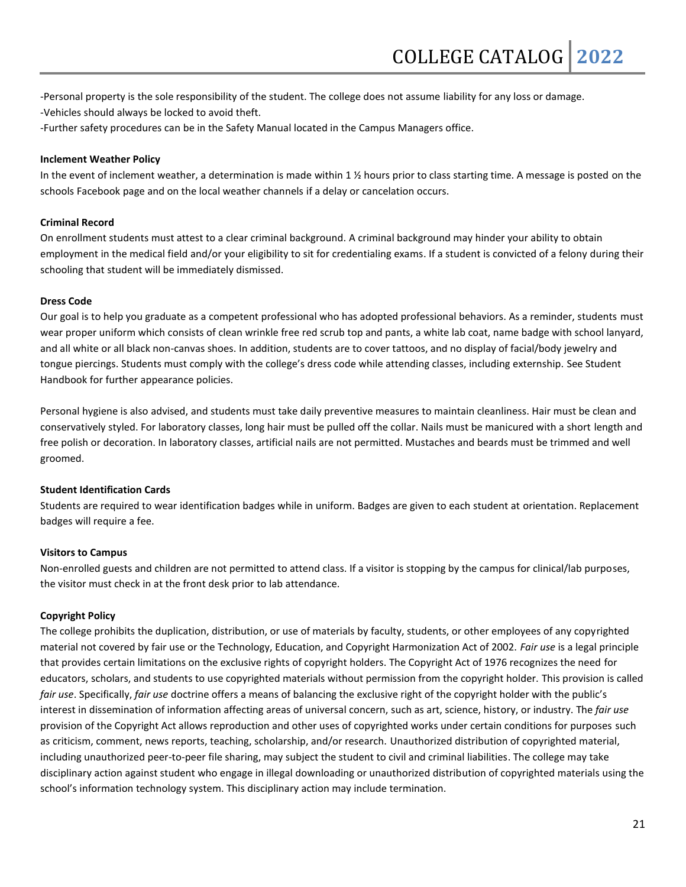-Personal property is the sole responsibility of the student. The college does not assume liability for any loss or damage.
-Vehicles should always be locked to avoid theft.
-Further safety procedures can be in the Safety Manual located in the Campus Managers office.

**Inclement Weather Policy**

In the event of inclement weather, a determination is made within 1 ½ hours prior to class starting time. A message is posted on the schools Facebook page and on the local weather channels if a delay or cancelation occurs.

**Criminal Record**

On enrollment students must attest to a clear criminal background. A criminal background may hinder your ability to obtain employment in the medical field and/or your eligibility to sit for credentialing exams. If a student is convicted of a felony during their schooling that student will be immediately dismissed.

**Dress Code**

Our goal is to help you graduate as a competent professional who has adopted professional behaviors. As a reminder, students must wear proper uniform which consists of clean wrinkle free red scrub top and pants, a white lab coat, name badge with school lanyard, and all white or all black non-canvas shoes. In addition, students are to cover tattoos, and no display of facial/body jewelry and tongue piercings. Students must comply with the college's dress code while attending classes, including externship. See Student Handbook for further appearance policies.

Personal hygiene is also advised, and students must take daily preventive measures to maintain cleanliness. Hair must be clean and conservatively styled. For laboratory classes, long hair must be pulled off the collar. Nails must be manicured with a short length and free polish or decoration. In laboratory classes, artificial nails are not permitted. Mustaches and beards must be trimmed and well groomed.

**Student Identification Cards**

Students are required to wear identification badges while in uniform. Badges are given to each student at orientation. Replacement badges will require a fee.

**Visitors to Campus**

Non-enrolled guests and children are not permitted to attend class. If a visitor is stopping by the campus for clinical/lab purposes, the visitor must check in at the front desk prior to lab attendance.

**Copyright Policy**

The college prohibits the duplication, distribution, or use of materials by faculty, students, or other employees of any copyrighted material not covered by fair use or the Technology, Education, and Copyright Harmonization Act of 2002. *Fair use* is a legal principle that provides certain limitations on the exclusive rights of copyright holders. The Copyright Act of 1976 recognizes the need for educators, scholars, and students to use copyrighted materials without permission from the copyright holder. This provision is called *fair use*. Specifically, *fair use* doctrine offers a means of balancing the exclusive right of the copyright holder with the public's interest in dissemination of information affecting areas of universal concern, such as art, science, history, or industry. The *fair use* provision of the Copyright Act allows reproduction and other uses of copyrighted works under certain conditions for purposes such as criticism, comment, news reports, teaching, scholarship, and/or research. Unauthorized distribution of copyrighted material, including unauthorized peer-to-peer file sharing, may subject the student to civil and criminal liabilities. The college may take disciplinary action against student who engage in illegal downloading or unauthorized distribution of copyrighted materials using the school's information technology system. This disciplinary action may include termination.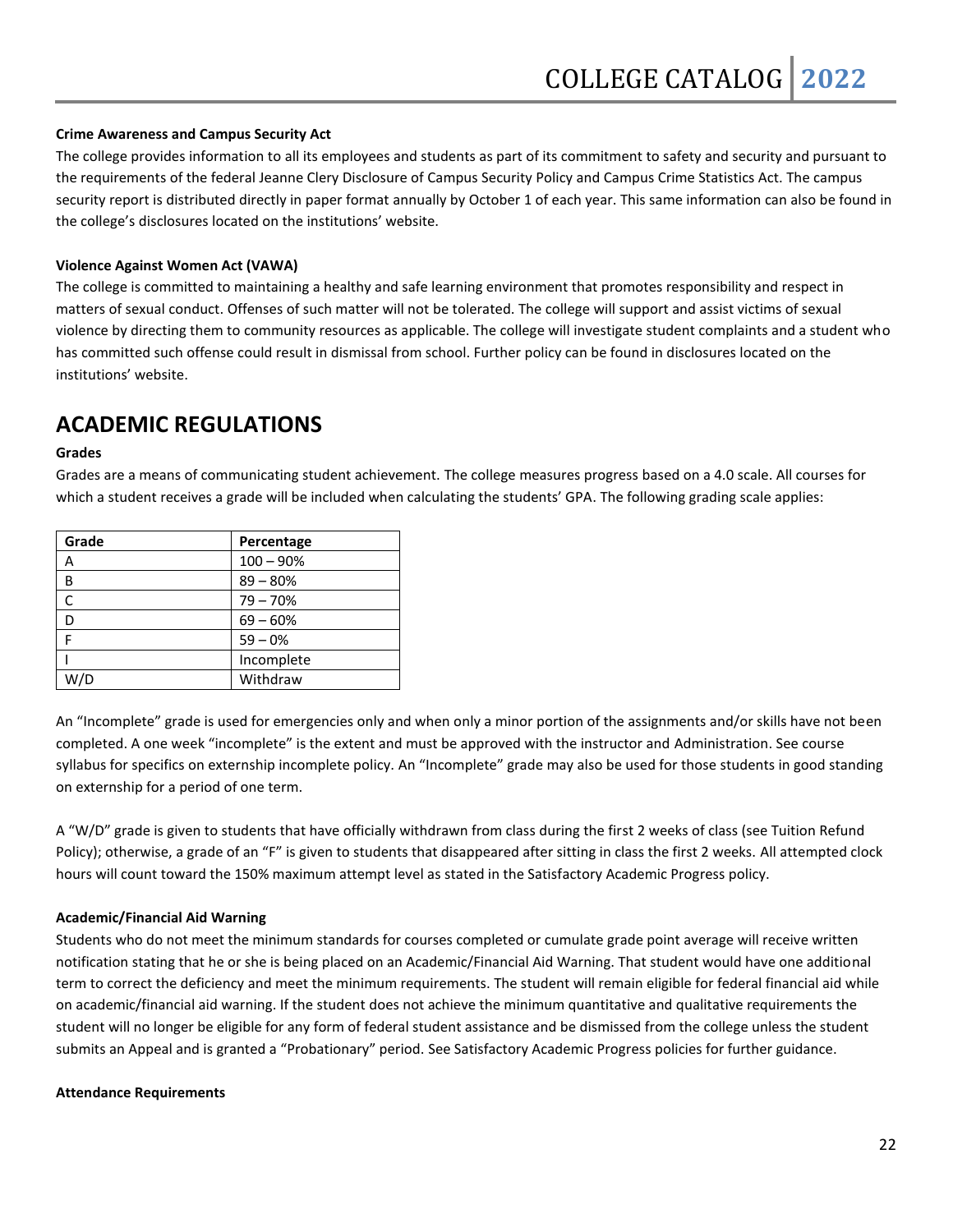#### Crime Awareness and Campus Security Act

The college provides information to all its employees and students as part of its commitment to safety and security and pursuant to the requirements of the federal Jeanne Clery Disclosure of Campus Security Policy and Campus Crime Statistics Act. The campus security report is distributed directly in paper format annually by October 1 of each year. This same information can also be found in the college's disclosures located on the institutions' website.

#### Violence Against Women Act (VAWA)

The college is committed to maintaining a healthy and safe learning environment that promotes responsibility and respect in matters of sexual conduct. Offenses of such matter will not be tolerated. The college will support and assist victims of sexual violence by directing them to community resources as applicable. The college will investigate student complaints and a student who has committed such offense could result in dismissal from school. Further policy can be found in disclosures located on the institutions' website.

## ACADEMIC REGULATIONS

#### Grades

Grades are a means of communicating student achievement. The college measures progress based on a 4.0 scale. All courses for which a student receives a grade will be included when calculating the students' GPA. The following grading scale applies:

| Grade | Percentage |
|---|---|
| A | 100 – 90% |
| B | 89 – 80% |
| C | 79 – 70% |
| D | 69 – 60% |
| F | 59 – 0% |
| I | Incomplete |
| W/D | Withdraw |

An "Incomplete" grade is used for emergencies only and when only a minor portion of the assignments and/or skills have not been completed. A one week "incomplete" is the extent and must be approved with the instructor and Administration. See course syllabus for specifics on externship incomplete policy. An "Incomplete" grade may also be used for those students in good standing on externship for a period of one term.

A "W/D" grade is given to students that have officially withdrawn from class during the first 2 weeks of class (see Tuition Refund Policy); otherwise, a grade of an "F" is given to students that disappeared after sitting in class the first 2 weeks. All attempted clock hours will count toward the 150% maximum attempt level as stated in the Satisfactory Academic Progress policy.

#### Academic/Financial Aid Warning

Students who do not meet the minimum standards for courses completed or cumulate grade point average will receive written notification stating that he or she is being placed on an Academic/Financial Aid Warning. That student would have one additional term to correct the deficiency and meet the minimum requirements. The student will remain eligible for federal financial aid while on academic/financial aid warning. If the student does not achieve the minimum quantitative and qualitative requirements the student will no longer be eligible for any form of federal student assistance and be dismissed from the college unless the student submits an Appeal and is granted a "Probationary" period. See Satisfactory Academic Progress policies for further guidance.

#### Attendance Requirements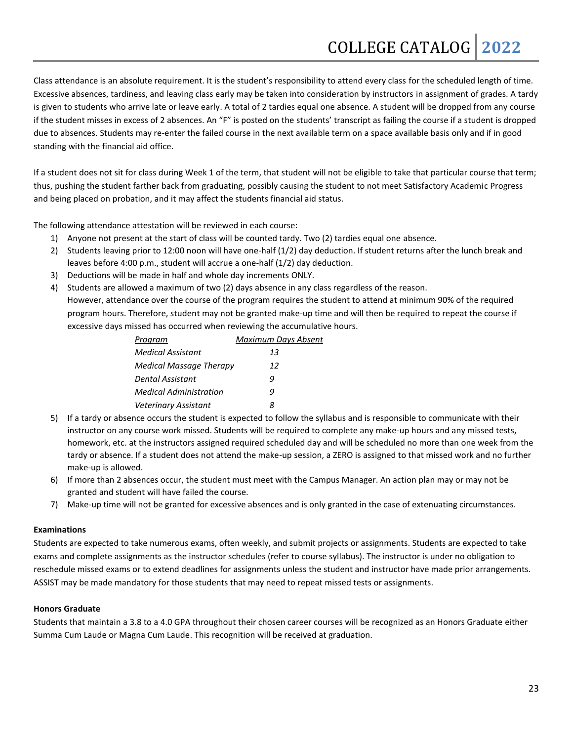Class attendance is an absolute requirement. It is the student's responsibility to attend every class for the scheduled length of time. Excessive absences, tardiness, and leaving class early may be taken into consideration by instructors in assignment of grades. A tardy is given to students who arrive late or leave early. A total of 2 tardies equal one absence. A student will be dropped from any course if the student misses in excess of 2 absences. An "F" is posted on the students' transcript as failing the course if a student is dropped due to absences. Students may re-enter the failed course in the next available term on a space available basis only and if in good standing with the financial aid office.

If a student does not sit for class during Week 1 of the term, that student will not be eligible to take that particular course that term; thus, pushing the student farther back from graduating, possibly causing the student to not meet Satisfactory Academic Progress and being placed on probation, and it may affect the students financial aid status.

The following attendance attestation will be reviewed in each course:

1) Anyone not present at the start of class will be counted tardy. Two (2) tardies equal one absence.
2) Students leaving prior to 12:00 noon will have one-half (1/2) day deduction. If student returns after the lunch break and leaves before 4:00 p.m., student will accrue a one-half (1/2) day deduction.
3) Deductions will be made in half and whole day increments ONLY.
4) Students are allowed a maximum of two (2) days absence in any class regardless of the reason. However, attendance over the course of the program requires the student to attend at minimum 90% of the required program hours. Therefore, student may not be granted make-up time and will then be required to repeat the course if excessive days missed has occurred when reviewing the accumulative hours.

| *Program* | *Maximum Days Absent* |
|---|---|
| *Medical Assistant* | *13* |
| *Medical Massage Therapy* | *12* |
| *Dental Assistant* | *9* |
| *Medical Administration* | *9* |
| *Veterinary Assistant* | *8* |

5) If a tardy or absence occurs the student is expected to follow the syllabus and is responsible to communicate with their instructor on any course work missed. Students will be required to complete any make-up hours and any missed tests, homework, etc. at the instructors assigned required scheduled day and will be scheduled no more than one week from the tardy or absence. If a student does not attend the make-up session, a ZERO is assigned to that missed work and no further make-up is allowed.
6) If more than 2 absences occur, the student must meet with the Campus Manager. An action plan may or may not be granted and student will have failed the course.
7) Make-up time will not be granted for excessive absences and is only granted in the case of extenuating circumstances.

**Examinations**

Students are expected to take numerous exams, often weekly, and submit projects or assignments. Students are expected to take exams and complete assignments as the instructor schedules (refer to course syllabus). The instructor is under no obligation to reschedule missed exams or to extend deadlines for assignments unless the student and instructor have made prior arrangements. ASSIST may be made mandatory for those students that may need to repeat missed tests or assignments.

**Honors Graduate**

Students that maintain a 3.8 to a 4.0 GPA throughout their chosen career courses will be recognized as an Honors Graduate either Summa Cum Laude or Magna Cum Laude. This recognition will be received at graduation.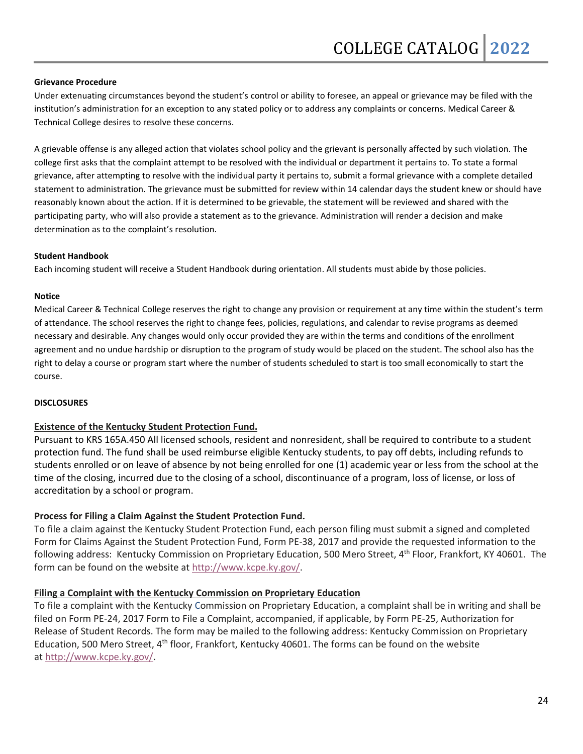**Grievance Procedure**

Under extenuating circumstances beyond the student's control or ability to foresee, an appeal or grievance may be filed with the institution's administration for an exception to any stated policy or to address any complaints or concerns. Medical Career & Technical College desires to resolve these concerns.

A grievable offense is any alleged action that violates school policy and the grievant is personally affected by such violation. The college first asks that the complaint attempt to be resolved with the individual or department it pertains to. To state a formal grievance, after attempting to resolve with the individual party it pertains to, submit a formal grievance with a complete detailed statement to administration. The grievance must be submitted for review within 14 calendar days the student knew or should have reasonably known about the action. If it is determined to be grievable, the statement will be reviewed and shared with the participating party, who will also provide a statement as to the grievance. Administration will render a decision and make determination as to the complaint's resolution.

**Student Handbook**

Each incoming student will receive a Student Handbook during orientation. All students must abide by those policies.

**Notice**

Medical Career & Technical College reserves the right to change any provision or requirement at any time within the student's term of attendance. The school reserves the right to change fees, policies, regulations, and calendar to revise programs as deemed necessary and desirable. Any changes would only occur provided they are within the terms and conditions of the enrollment agreement and no undue hardship or disruption to the program of study would be placed on the student. The school also has the right to delay a course or program start where the number of students scheduled to start is too small economically to start the course.

**DISCLOSURES**

**Existence of the Kentucky Student Protection Fund.**

Pursuant to KRS 165A.450 All licensed schools, resident and nonresident, shall be required to contribute to a student protection fund. The fund shall be used reimburse eligible Kentucky students, to pay off debts, including refunds to students enrolled or on leave of absence by not being enrolled for one (1) academic year or less from the school at the time of the closing, incurred due to the closing of a school, discontinuance of a program, loss of license, or loss of accreditation by a school or program.

**Process for Filing a Claim Against the Student Protection Fund.**

To file a claim against the Kentucky Student Protection Fund, each person filing must submit a signed and completed Form for Claims Against the Student Protection Fund, Form PE-38, 2017 and provide the requested information to the following address: Kentucky Commission on Proprietary Education, 500 Mero Street, 4th Floor, Frankfort, KY 40601. The form can be found on the website at http://www.kcpe.ky.gov/.

**Filing a Complaint with the Kentucky Commission on Proprietary Education**

To file a complaint with the Kentucky Commission on Proprietary Education, a complaint shall be in writing and shall be filed on Form PE-24, 2017 Form to File a Complaint, accompanied, if applicable, by Form PE-25, Authorization for Release of Student Records. The form may be mailed to the following address: Kentucky Commission on Proprietary Education, 500 Mero Street, 4th floor, Frankfort, Kentucky 40601. The forms can be found on the website at http://www.kcpe.ky.gov/.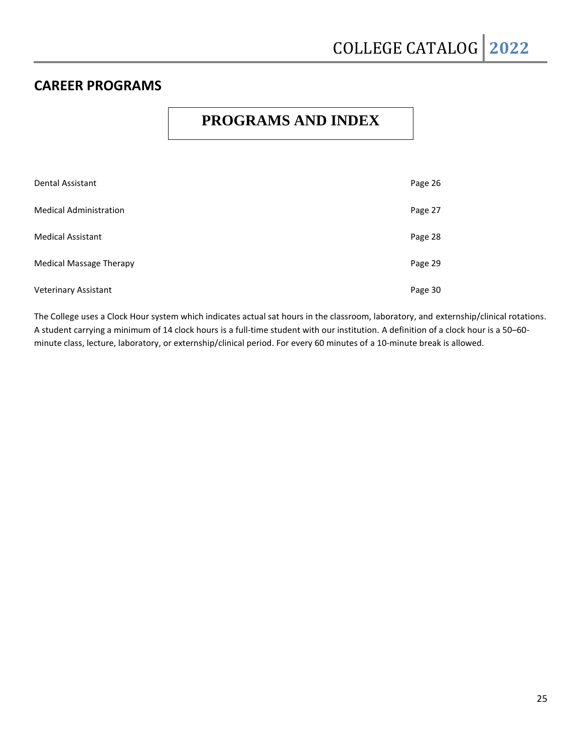## CAREER PROGRAMS

# PROGRAMS AND INDEX

| | |
|---|---|
| Dental Assistant | Page 26 |
| Medical Administration | Page 27 |
| Medical Assistant | Page 28 |
| Medical Massage Therapy | Page 29 |
| Veterinary Assistant | Page 30 |

The College uses a Clock Hour system which indicates actual sat hours in the classroom, laboratory, and externship/clinical rotations. A student carrying a minimum of 14 clock hours is a full-time student with our institution. A definition of a clock hour is a 50–60-minute class, lecture, laboratory, or externship/clinical period. For every 60 minutes of a 10-minute break is allowed.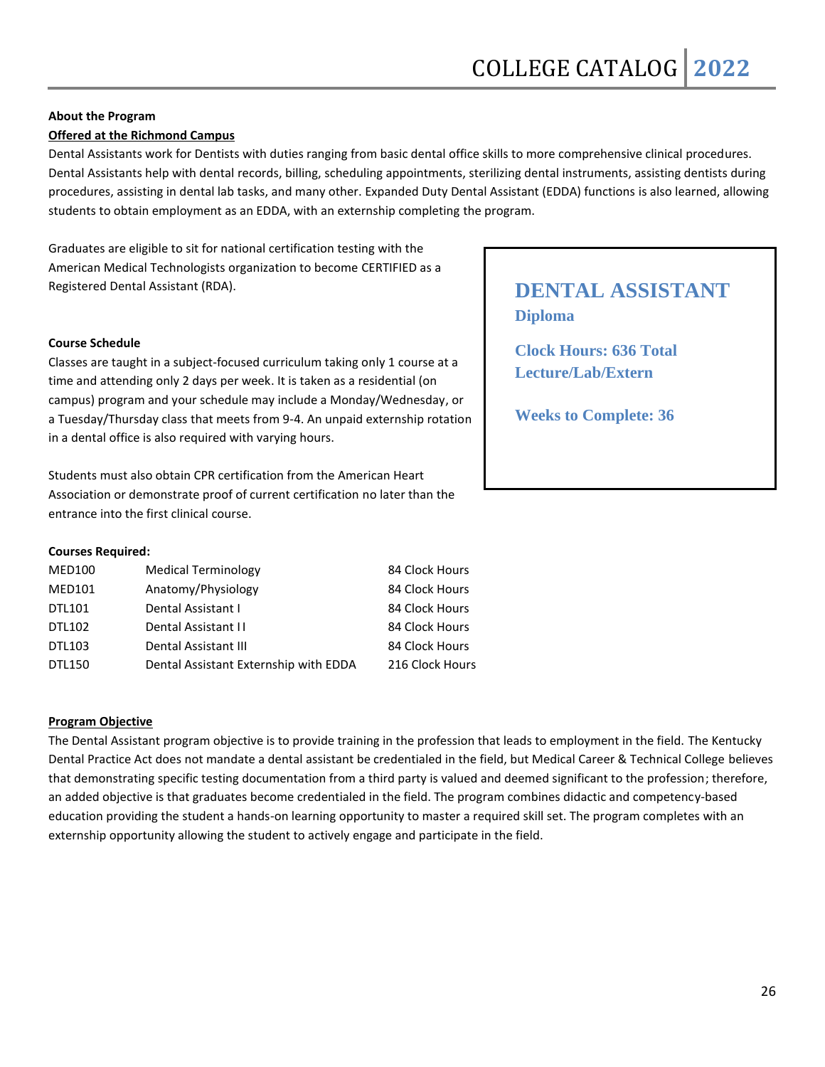**About the Program**

**Offered at the Richmond Campus**

Dental Assistants work for Dentists with duties ranging from basic dental office skills to more comprehensive clinical procedures. Dental Assistants help with dental records, billing, scheduling appointments, sterilizing dental instruments, assisting dentists during procedures, assisting in dental lab tasks, and many other. Expanded Duty Dental Assistant (EDDA) functions is also learned, allowing students to obtain employment as an EDDA, with an externship completing the program.

Graduates are eligible to sit for national certification testing with the American Medical Technologists organization to become CERTIFIED as a Registered Dental Assistant (RDA).

## DENTAL ASSISTANT

**Diploma**

**Clock Hours: 636 Total Lecture/Lab/Extern**

**Weeks to Complete: 36**

**Course Schedule**

Classes are taught in a subject-focused curriculum taking only 1 course at a time and attending only 2 days per week. It is taken as a residential (on campus) program and your schedule may include a Monday/Wednesday, or a Tuesday/Thursday class that meets from 9-4. An unpaid externship rotation in a dental office is also required with varying hours.

Students must also obtain CPR certification from the American Heart Association or demonstrate proof of current certification no later than the entrance into the first clinical course.

**Courses Required:**

| | | |
|---|---|---|
| MED100 | Medical Terminology | 84 Clock Hours |
| MED101 | Anatomy/Physiology | 84 Clock Hours |
| DTL101 | Dental Assistant I | 84 Clock Hours |
| DTL102 | Dental Assistant II | 84 Clock Hours |
| DTL103 | Dental Assistant III | 84 Clock Hours |
| DTL150 | Dental Assistant Externship with EDDA | 216 Clock Hours |

**Program Objective**

The Dental Assistant program objective is to provide training in the profession that leads to employment in the field. The Kentucky Dental Practice Act does not mandate a dental assistant be credentialed in the field, but Medical Career & Technical College believes that demonstrating specific testing documentation from a third party is valued and deemed significant to the profession; therefore, an added objective is that graduates become credentialed in the field. The program combines didactic and competency-based education providing the student a hands-on learning opportunity to master a required skill set. The program completes with an externship opportunity allowing the student to actively engage and participate in the field.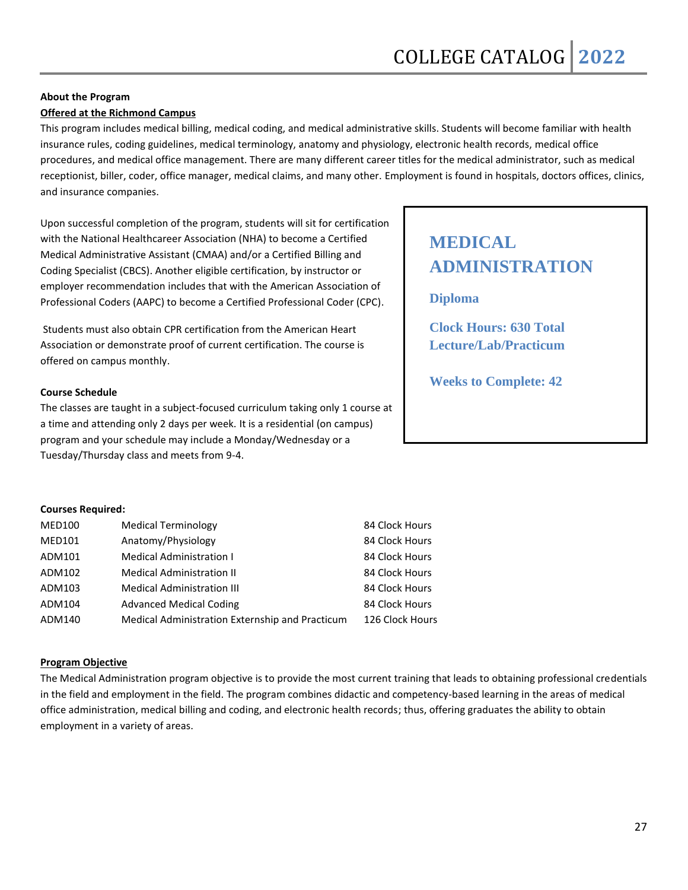# MEDICAL ADMINISTRATION

**Diploma**

**Clock Hours: 630 Total Lecture/Lab/Practicum**

**Weeks to Complete: 42**

**About the Program**

**Offered at the Richmond Campus**

This program includes medical billing, medical coding, and medical administrative skills. Students will become familiar with health insurance rules, coding guidelines, medical terminology, anatomy and physiology, electronic health records, medical office procedures, and medical office management. There are many different career titles for the medical administrator, such as medical receptionist, biller, coder, office manager, medical claims, and many other. Employment is found in hospitals, doctors offices, clinics, and insurance companies.

Upon successful completion of the program, students will sit for certification with the National Healthcareer Association (NHA) to become a Certified Medical Administrative Assistant (CMAA) and/or a Certified Billing and Coding Specialist (CBCS). Another eligible certification, by instructor or employer recommendation includes that with the American Association of Professional Coders (AAPC) to become a Certified Professional Coder (CPC).

Students must also obtain CPR certification from the American Heart Association or demonstrate proof of current certification. The course is offered on campus monthly.

**Course Schedule**

The classes are taught in a subject-focused curriculum taking only 1 course at a time and attending only 2 days per week. It is a residential (on campus) program and your schedule may include a Monday/Wednesday or a Tuesday/Thursday class and meets from 9-4.

**Courses Required:**

| Course | Title | Hours |
|---|---|---|
| MED100 | Medical Terminology | 84 Clock Hours |
| MED101 | Anatomy/Physiology | 84 Clock Hours |
| ADM101 | Medical Administration I | 84 Clock Hours |
| ADM102 | Medical Administration II | 84 Clock Hours |
| ADM103 | Medical Administration III | 84 Clock Hours |
| ADM104 | Advanced Medical Coding | 84 Clock Hours |
| ADM140 | Medical Administration Externship and Practicum | 126 Clock Hours |

**Program Objective**

The Medical Administration program objective is to provide the most current training that leads to obtaining professional credentials in the field and employment in the field. The program combines didactic and competency-based learning in the areas of medical office administration, medical billing and coding, and electronic health records; thus, offering graduates the ability to obtain employment in a variety of areas.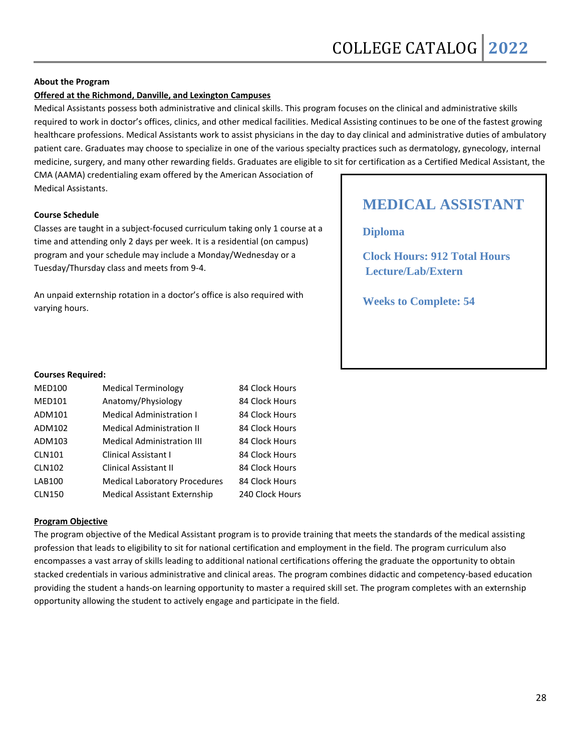**About the Program**

**Offered at the Richmond, Danville, and Lexington Campuses**

Medical Assistants possess both administrative and clinical skills. This program focuses on the clinical and administrative skills required to work in doctor's offices, clinics, and other medical facilities. Medical Assisting continues to be one of the fastest growing healthcare professions. Medical Assistants work to assist physicians in the day to day clinical and administrative duties of ambulatory patient care. Graduates may choose to specialize in one of the various specialty practices such as dermatology, gynecology, internal medicine, surgery, and many other rewarding fields. Graduates are eligible to sit for certification as a Certified Medical Assistant, the CMA (AAMA) credentialing exam offered by the American Association of Medical Assistants.

## MEDICAL ASSISTANT

**Diploma**

**Clock Hours: 912 Total Hours Lecture/Lab/Extern**

**Weeks to Complete: 54**

**Course Schedule**

Classes are taught in a subject-focused curriculum taking only 1 course at a time and attending only 2 days per week. It is a residential (on campus) program and your schedule may include a Monday/Wednesday or a Tuesday/Thursday class and meets from 9-4.

An unpaid externship rotation in a doctor's office is also required with varying hours.

**Courses Required:**

| | | |
|---|---|---|
| MED100 | Medical Terminology | 84 Clock Hours |
| MED101 | Anatomy/Physiology | 84 Clock Hours |
| ADM101 | Medical Administration I | 84 Clock Hours |
| ADM102 | Medical Administration II | 84 Clock Hours |
| ADM103 | Medical Administration III | 84 Clock Hours |
| CLN101 | Clinical Assistant I | 84 Clock Hours |
| CLN102 | Clinical Assistant II | 84 Clock Hours |
| LAB100 | Medical Laboratory Procedures | 84 Clock Hours |
| CLN150 | Medical Assistant Externship | 240 Clock Hours |

**Program Objective**

The program objective of the Medical Assistant program is to provide training that meets the standards of the medical assisting profession that leads to eligibility to sit for national certification and employment in the field. The program curriculum also encompasses a vast array of skills leading to additional national certifications offering the graduate the opportunity to obtain stacked credentials in various administrative and clinical areas. The program combines didactic and competency-based education providing the student a hands-on learning opportunity to master a required skill set. The program completes with an externship opportunity allowing the student to actively engage and participate in the field.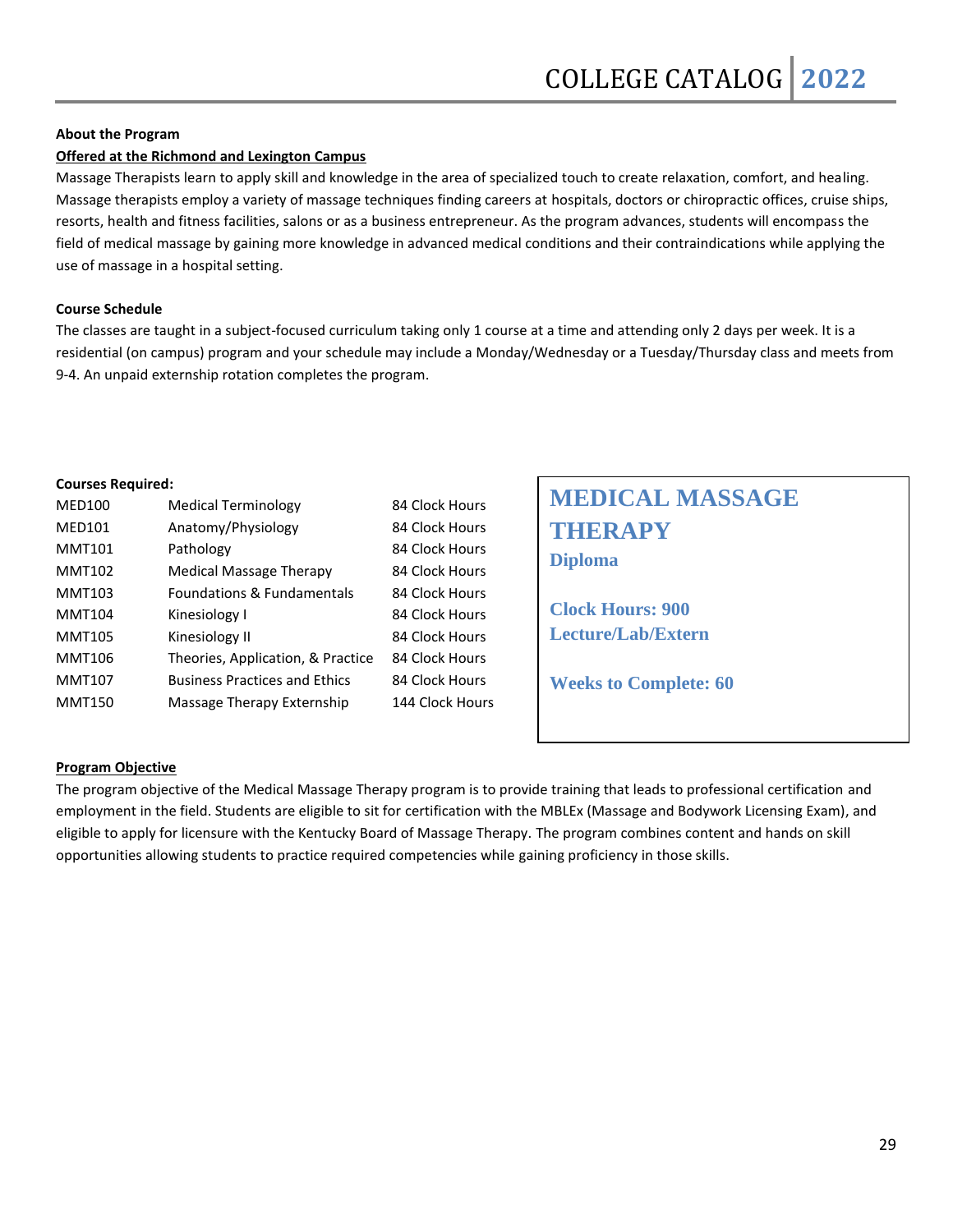**About the Program**

**Offered at the Richmond and Lexington Campus**

Massage Therapists learn to apply skill and knowledge in the area of specialized touch to create relaxation, comfort, and healing. Massage therapists employ a variety of massage techniques finding careers at hospitals, doctors or chiropractic offices, cruise ships, resorts, health and fitness facilities, salons or as a business entrepreneur. As the program advances, students will encompass the field of medical massage by gaining more knowledge in advanced medical conditions and their contraindications while applying the use of massage in a hospital setting.

**Course Schedule**

The classes are taught in a subject-focused curriculum taking only 1 course at a time and attending only 2 days per week. It is a residential (on campus) program and your schedule may include a Monday/Wednesday or a Tuesday/Thursday class and meets from 9-4. An unpaid externship rotation completes the program.

# MEDICAL MASSAGE THERAPY

**Diploma**

**Clock Hours: 900**
**Lecture/Lab/Extern**

**Weeks to Complete: 60**

**Courses Required:**

| Course | Title | Hours |
|---|---|---|
| MED100 | Medical Terminology | 84 Clock Hours |
| MED101 | Anatomy/Physiology | 84 Clock Hours |
| MMT101 | Pathology | 84 Clock Hours |
| MMT102 | Medical Massage Therapy | 84 Clock Hours |
| MMT103 | Foundations & Fundamentals | 84 Clock Hours |
| MMT104 | Kinesiology I | 84 Clock Hours |
| MMT105 | Kinesiology II | 84 Clock Hours |
| MMT106 | Theories, Application, & Practice | 84 Clock Hours |
| MMT107 | Business Practices and Ethics | 84 Clock Hours |
| MMT150 | Massage Therapy Externship | 144 Clock Hours |

**Program Objective**

The program objective of the Medical Massage Therapy program is to provide training that leads to professional certification and employment in the field. Students are eligible to sit for certification with the MBLEx (Massage and Bodywork Licensing Exam), and eligible to apply for licensure with the Kentucky Board of Massage Therapy. The program combines content and hands on skill opportunities allowing students to practice required competencies while gaining proficiency in those skills.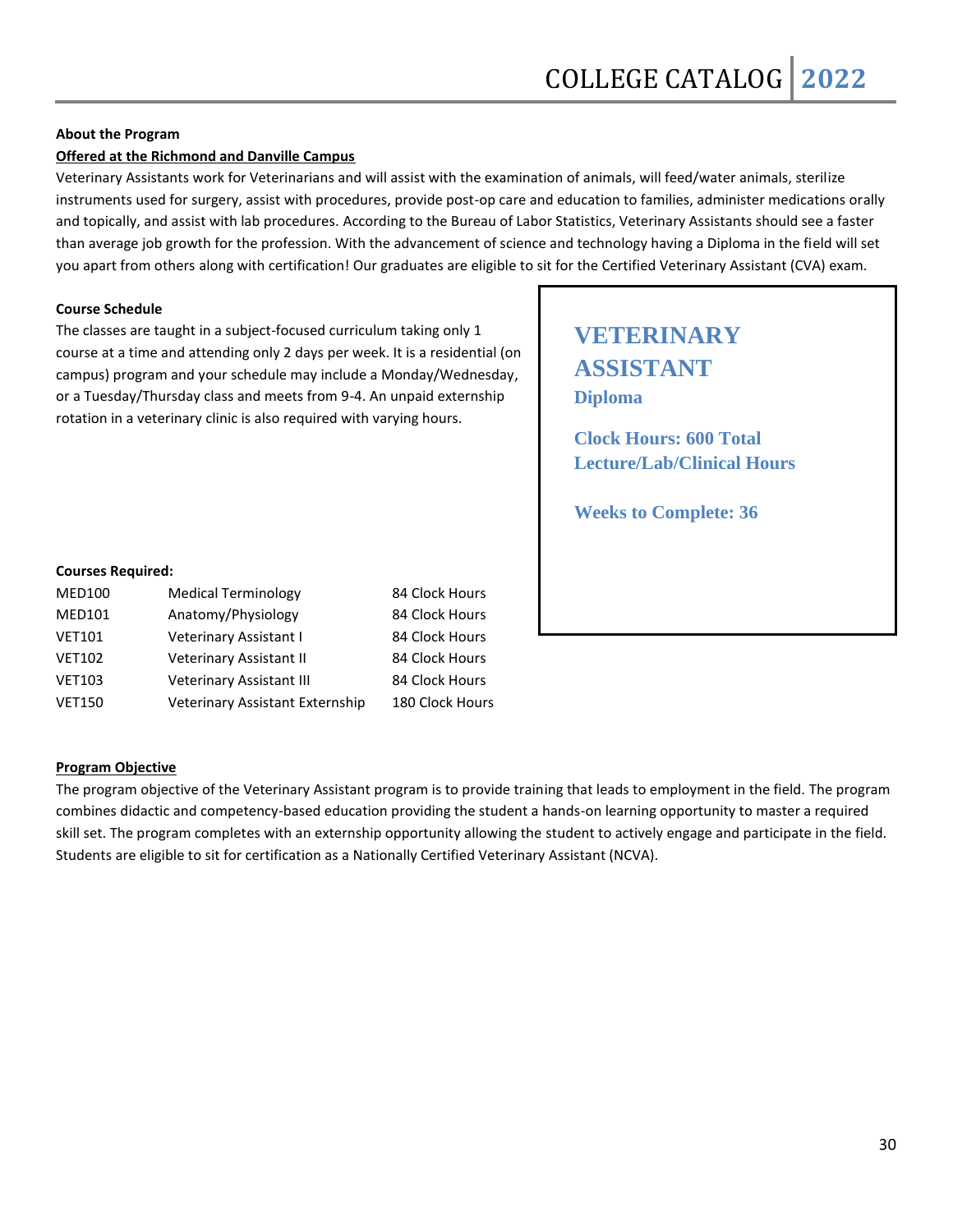**About the Program**

**Offered at the Richmond and Danville Campus**

Veterinary Assistants work for Veterinarians and will assist with the examination of animals, will feed/water animals, sterilize instruments used for surgery, assist with procedures, provide post-op care and education to families, administer medications orally and topically, and assist with lab procedures. According to the Bureau of Labor Statistics, Veterinary Assistants should see a faster than average job growth for the profession. With the advancement of science and technology having a Diploma in the field will set you apart from others along with certification! Our graduates are eligible to sit for the Certified Veterinary Assistant (CVA) exam.

# VETERINARY ASSISTANT

**Diploma**

**Clock Hours: 600 Total Lecture/Lab/Clinical Hours**

**Weeks to Complete: 36**

**Course Schedule**

The classes are taught in a subject-focused curriculum taking only 1 course at a time and attending only 2 days per week. It is a residential (on campus) program and your schedule may include a Monday/Wednesday, or a Tuesday/Thursday class and meets from 9-4. An unpaid externship rotation in a veterinary clinic is also required with varying hours.

**Courses Required:**

| | | |
|---|---|---|
| MED100 | Medical Terminology | 84 Clock Hours |
| MED101 | Anatomy/Physiology | 84 Clock Hours |
| VET101 | Veterinary Assistant I | 84 Clock Hours |
| VET102 | Veterinary Assistant II | 84 Clock Hours |
| VET103 | Veterinary Assistant III | 84 Clock Hours |
| VET150 | Veterinary Assistant Externship | 180 Clock Hours |

**Program Objective**

The program objective of the Veterinary Assistant program is to provide training that leads to employment in the field. The program combines didactic and competency-based education providing the student a hands-on learning opportunity to master a required skill set. The program completes with an externship opportunity allowing the student to actively engage and participate in the field. Students are eligible to sit for certification as a Nationally Certified Veterinary Assistant (NCVA).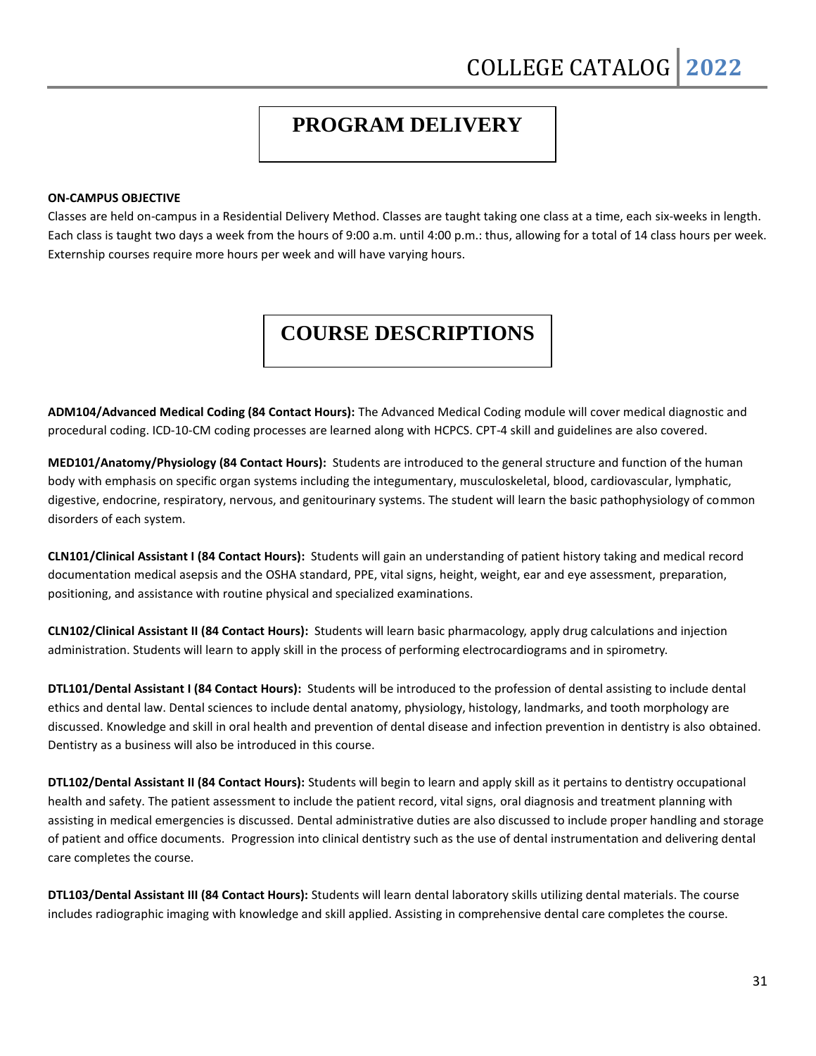# PROGRAM DELIVERY

**ON-CAMPUS OBJECTIVE**

Classes are held on-campus in a Residential Delivery Method. Classes are taught taking one class at a time, each six-weeks in length. Each class is taught two days a week from the hours of 9:00 a.m. until 4:00 p.m.: thus, allowing for a total of 14 class hours per week. Externship courses require more hours per week and will have varying hours.

# COURSE DESCRIPTIONS

**ADM104/Advanced Medical Coding (84 Contact Hours):** The Advanced Medical Coding module will cover medical diagnostic and procedural coding. ICD-10-CM coding processes are learned along with HCPCS. CPT-4 skill and guidelines are also covered.

**MED101/Anatomy/Physiology (84 Contact Hours):** Students are introduced to the general structure and function of the human body with emphasis on specific organ systems including the integumentary, musculoskeletal, blood, cardiovascular, lymphatic, digestive, endocrine, respiratory, nervous, and genitourinary systems. The student will learn the basic pathophysiology of common disorders of each system.

**CLN101/Clinical Assistant I (84 Contact Hours):** Students will gain an understanding of patient history taking and medical record documentation medical asepsis and the OSHA standard, PPE, vital signs, height, weight, ear and eye assessment, preparation, positioning, and assistance with routine physical and specialized examinations.

**CLN102/Clinical Assistant II (84 Contact Hours):** Students will learn basic pharmacology, apply drug calculations and injection administration. Students will learn to apply skill in the process of performing electrocardiograms and in spirometry.

**DTL101/Dental Assistant I (84 Contact Hours):** Students will be introduced to the profession of dental assisting to include dental ethics and dental law. Dental sciences to include dental anatomy, physiology, histology, landmarks, and tooth morphology are discussed. Knowledge and skill in oral health and prevention of dental disease and infection prevention in dentistry is also obtained. Dentistry as a business will also be introduced in this course.

**DTL102/Dental Assistant II (84 Contact Hours):** Students will begin to learn and apply skill as it pertains to dentistry occupational health and safety. The patient assessment to include the patient record, vital signs, oral diagnosis and treatment planning with assisting in medical emergencies is discussed. Dental administrative duties are also discussed to include proper handling and storage of patient and office documents. Progression into clinical dentistry such as the use of dental instrumentation and delivering dental care completes the course.

**DTL103/Dental Assistant III (84 Contact Hours):** Students will learn dental laboratory skills utilizing dental materials. The course includes radiographic imaging with knowledge and skill applied. Assisting in comprehensive dental care completes the course.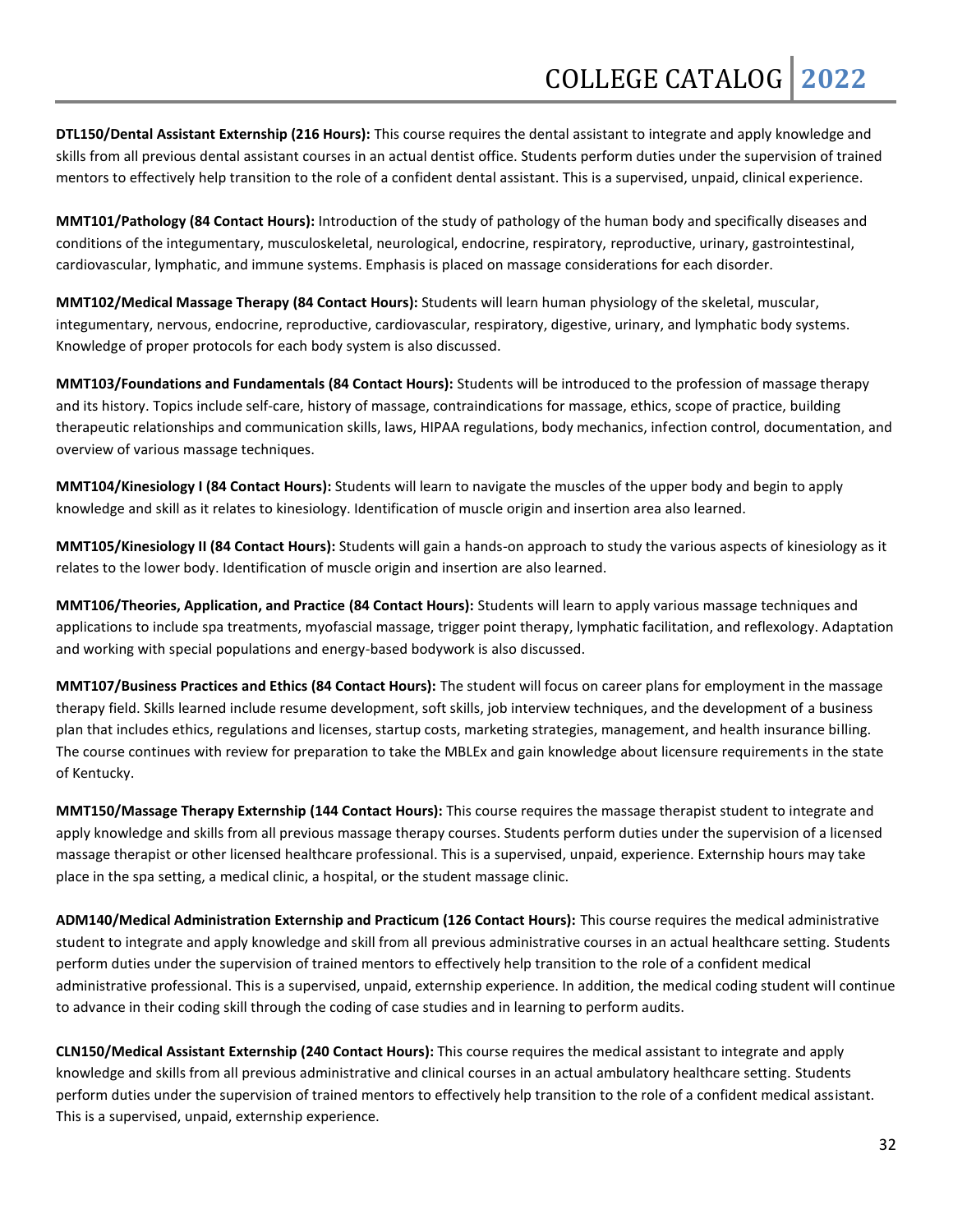**DTL150/Dental Assistant Externship (216 Hours):** This course requires the dental assistant to integrate and apply knowledge and skills from all previous dental assistant courses in an actual dentist office. Students perform duties under the supervision of trained mentors to effectively help transition to the role of a confident dental assistant. This is a supervised, unpaid, clinical experience.

**MMT101/Pathology (84 Contact Hours):** Introduction of the study of pathology of the human body and specifically diseases and conditions of the integumentary, musculoskeletal, neurological, endocrine, respiratory, reproductive, urinary, gastrointestinal, cardiovascular, lymphatic, and immune systems. Emphasis is placed on massage considerations for each disorder.

**MMT102/Medical Massage Therapy (84 Contact Hours):** Students will learn human physiology of the skeletal, muscular, integumentary, nervous, endocrine, reproductive, cardiovascular, respiratory, digestive, urinary, and lymphatic body systems. Knowledge of proper protocols for each body system is also discussed.

**MMT103/Foundations and Fundamentals (84 Contact Hours):** Students will be introduced to the profession of massage therapy and its history. Topics include self-care, history of massage, contraindications for massage, ethics, scope of practice, building therapeutic relationships and communication skills, laws, HIPAA regulations, body mechanics, infection control, documentation, and overview of various massage techniques.

**MMT104/Kinesiology I (84 Contact Hours):** Students will learn to navigate the muscles of the upper body and begin to apply knowledge and skill as it relates to kinesiology. Identification of muscle origin and insertion area also learned.

**MMT105/Kinesiology II (84 Contact Hours):** Students will gain a hands-on approach to study the various aspects of kinesiology as it relates to the lower body. Identification of muscle origin and insertion are also learned.

**MMT106/Theories, Application, and Practice (84 Contact Hours):** Students will learn to apply various massage techniques and applications to include spa treatments, myofascial massage, trigger point therapy, lymphatic facilitation, and reflexology. Adaptation and working with special populations and energy-based bodywork is also discussed.

**MMT107/Business Practices and Ethics (84 Contact Hours):** The student will focus on career plans for employment in the massage therapy field. Skills learned include resume development, soft skills, job interview techniques, and the development of a business plan that includes ethics, regulations and licenses, startup costs, marketing strategies, management, and health insurance billing. The course continues with review for preparation to take the MBLEx and gain knowledge about licensure requirements in the state of Kentucky.

**MMT150/Massage Therapy Externship (144 Contact Hours):** This course requires the massage therapist student to integrate and apply knowledge and skills from all previous massage therapy courses. Students perform duties under the supervision of a licensed massage therapist or other licensed healthcare professional. This is a supervised, unpaid, experience. Externship hours may take place in the spa setting, a medical clinic, a hospital, or the student massage clinic.

**ADM140/Medical Administration Externship and Practicum (126 Contact Hours):** This course requires the medical administrative student to integrate and apply knowledge and skill from all previous administrative courses in an actual healthcare setting. Students perform duties under the supervision of trained mentors to effectively help transition to the role of a confident medical administrative professional. This is a supervised, unpaid, externship experience. In addition, the medical coding student will continue to advance in their coding skill through the coding of case studies and in learning to perform audits.

**CLN150/Medical Assistant Externship (240 Contact Hours):** This course requires the medical assistant to integrate and apply knowledge and skills from all previous administrative and clinical courses in an actual ambulatory healthcare setting. Students perform duties under the supervision of trained mentors to effectively help transition to the role of a confident medical assistant. This is a supervised, unpaid, externship experience.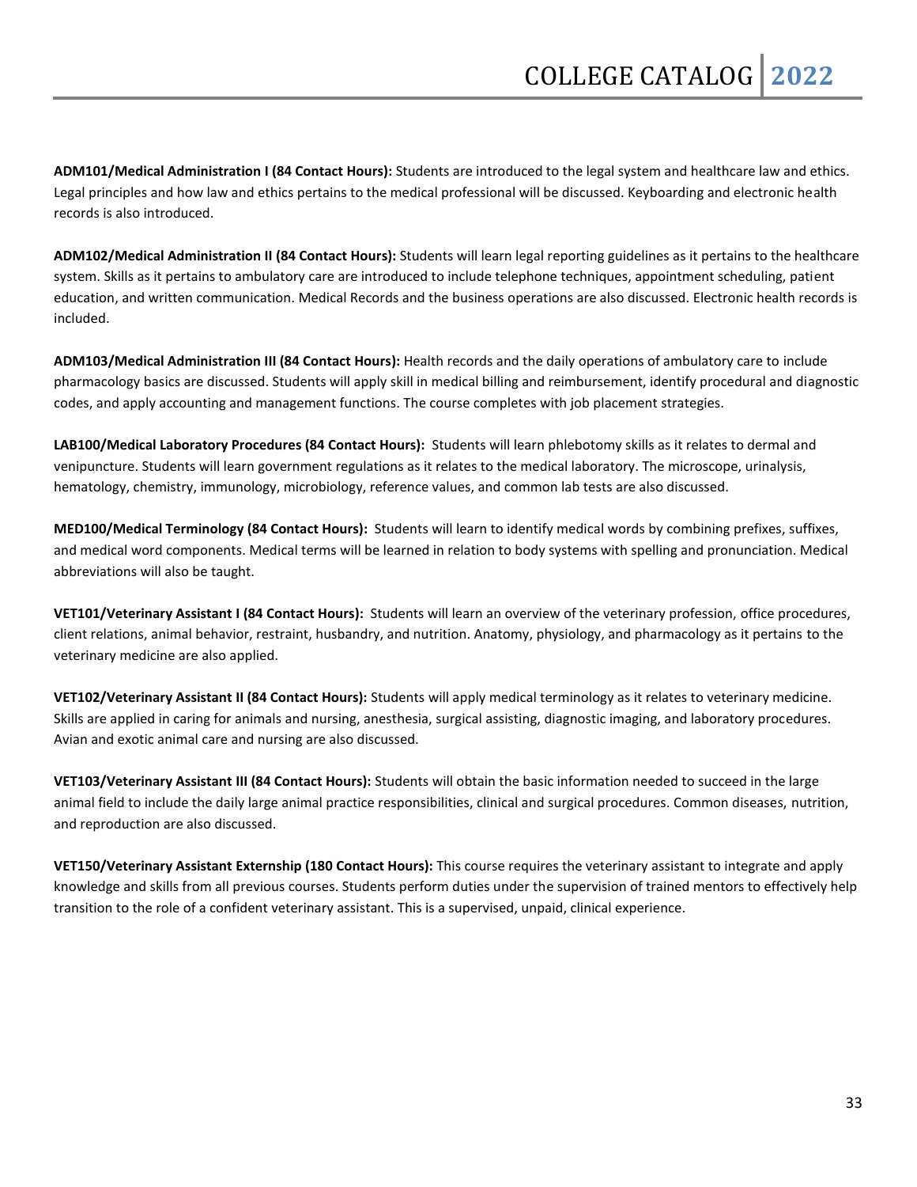**ADM101/Medical Administration I (84 Contact Hours):** Students are introduced to the legal system and healthcare law and ethics. Legal principles and how law and ethics pertains to the medical professional will be discussed. Keyboarding and electronic health records is also introduced.

**ADM102/Medical Administration II (84 Contact Hours):** Students will learn legal reporting guidelines as it pertains to the healthcare system. Skills as it pertains to ambulatory care are introduced to include telephone techniques, appointment scheduling, patient education, and written communication. Medical Records and the business operations are also discussed. Electronic health records is included.

**ADM103/Medical Administration III (84 Contact Hours):** Health records and the daily operations of ambulatory care to include pharmacology basics are discussed. Students will apply skill in medical billing and reimbursement, identify procedural and diagnostic codes, and apply accounting and management functions. The course completes with job placement strategies.

**LAB100/Medical Laboratory Procedures (84 Contact Hours):** Students will learn phlebotomy skills as it relates to dermal and venipuncture. Students will learn government regulations as it relates to the medical laboratory. The microscope, urinalysis, hematology, chemistry, immunology, microbiology, reference values, and common lab tests are also discussed.

**MED100/Medical Terminology (84 Contact Hours):** Students will learn to identify medical words by combining prefixes, suffixes, and medical word components. Medical terms will be learned in relation to body systems with spelling and pronunciation. Medical abbreviations will also be taught.

**VET101/Veterinary Assistant I (84 Contact Hours):** Students will learn an overview of the veterinary profession, office procedures, client relations, animal behavior, restraint, husbandry, and nutrition. Anatomy, physiology, and pharmacology as it pertains to the veterinary medicine are also applied.

**VET102/Veterinary Assistant II (84 Contact Hours):** Students will apply medical terminology as it relates to veterinary medicine. Skills are applied in caring for animals and nursing, anesthesia, surgical assisting, diagnostic imaging, and laboratory procedures. Avian and exotic animal care and nursing are also discussed.

**VET103/Veterinary Assistant III (84 Contact Hours):** Students will obtain the basic information needed to succeed in the large animal field to include the daily large animal practice responsibilities, clinical and surgical procedures. Common diseases, nutrition, and reproduction are also discussed.

**VET150/Veterinary Assistant Externship (180 Contact Hours):** This course requires the veterinary assistant to integrate and apply knowledge and skills from all previous courses. Students perform duties under the supervision of trained mentors to effectively help transition to the role of a confident veterinary assistant. This is a supervised, unpaid, clinical experience.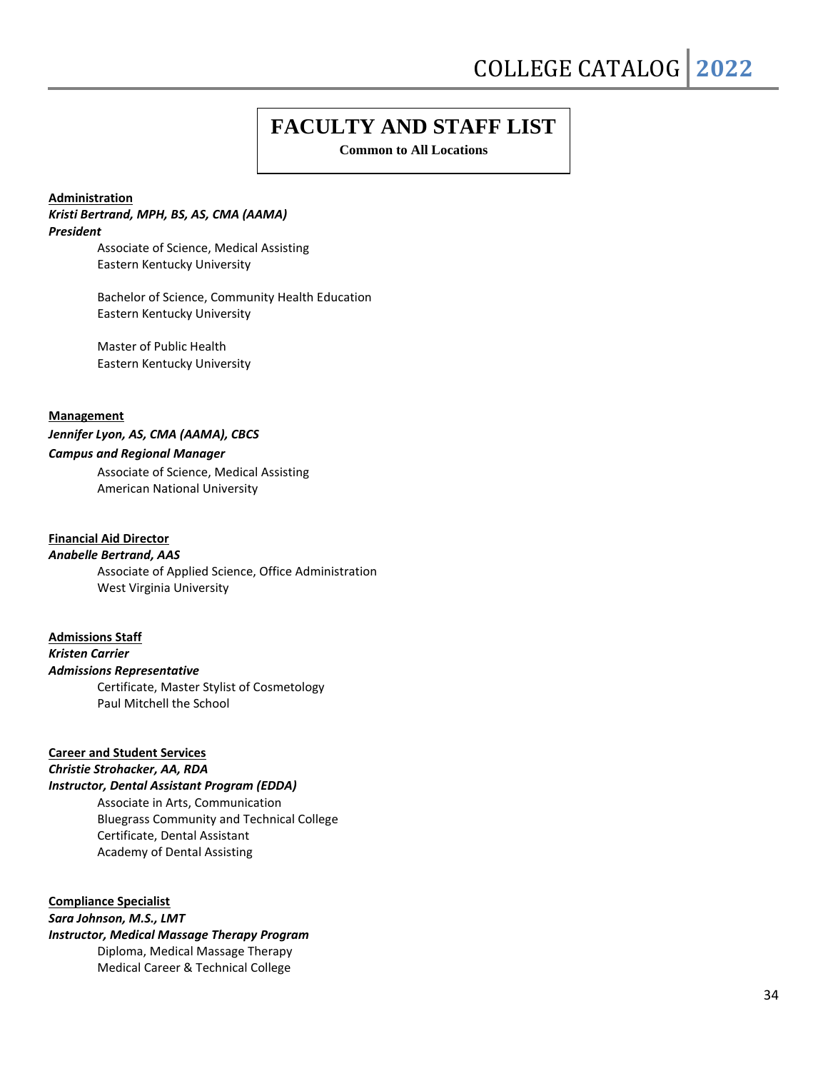# FACULTY AND STAFF LIST

**Common to All Locations**

**Administration**

***Kristi Bertrand, MPH, BS, AS, CMA (AAMA)***
***President***

Associate of Science, Medical Assisting
Eastern Kentucky University

Bachelor of Science, Community Health Education
Eastern Kentucky University

Master of Public Health
Eastern Kentucky University

**Management**

***Jennifer Lyon, AS, CMA (AAMA), CBCS***
***Campus and Regional Manager***

Associate of Science, Medical Assisting
American National University

**Financial Aid Director**

***Anabelle Bertrand, AAS***

Associate of Applied Science, Office Administration
West Virginia University

**Admissions Staff**

***Kristen Carrier***
***Admissions Representative***

Certificate, Master Stylist of Cosmetology
Paul Mitchell the School

**Career and Student Services**

***Christie Strohacker, AA, RDA***
***Instructor, Dental Assistant Program (EDDA)***

Associate in Arts, Communication
Bluegrass Community and Technical College
Certificate, Dental Assistant
Academy of Dental Assisting

**Compliance Specialist**

***Sara Johnson, M.S., LMT***
***Instructor, Medical Massage Therapy Program***

Diploma, Medical Massage Therapy
Medical Career & Technical College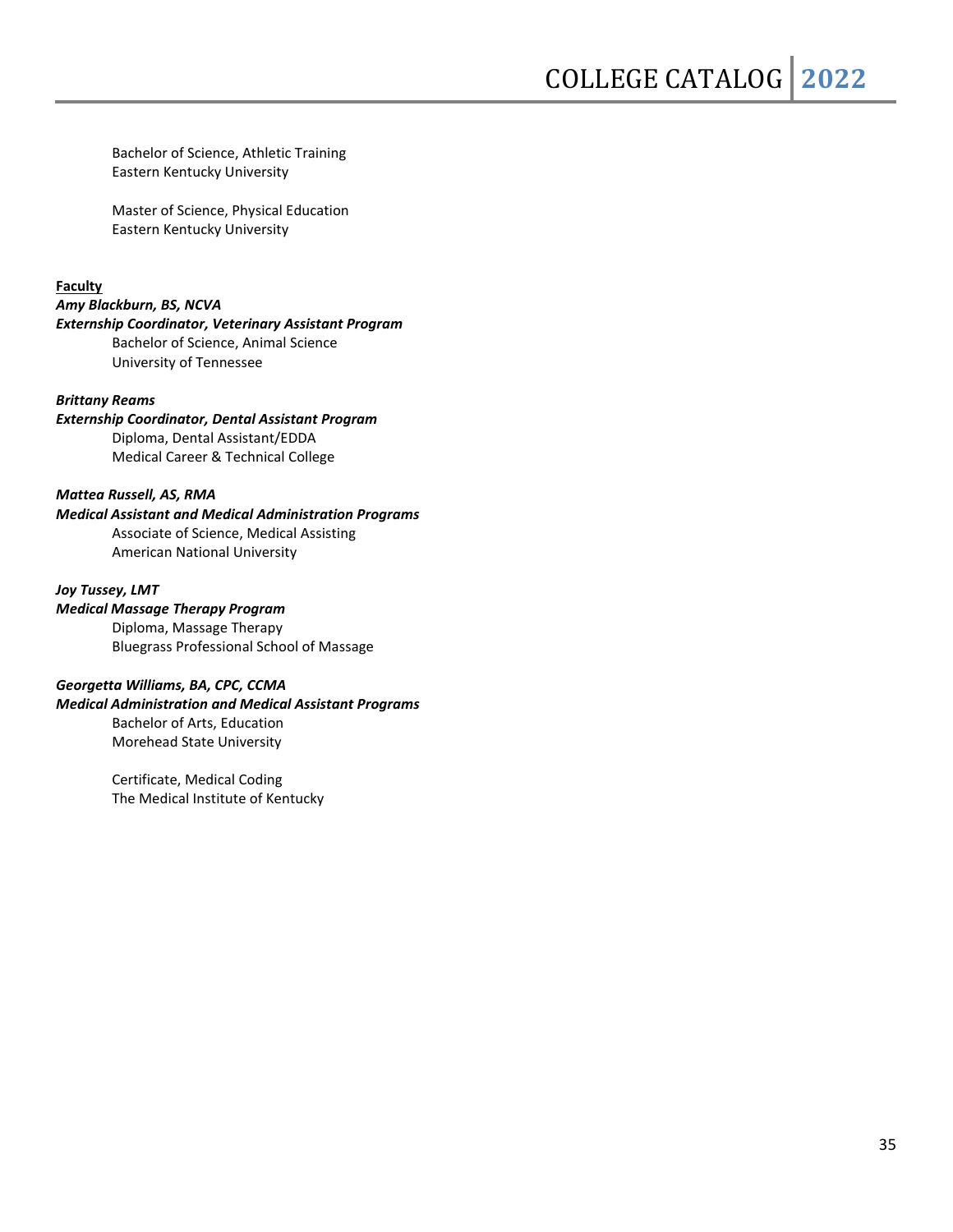Bachelor of Science, Athletic Training
Eastern Kentucky University

Master of Science, Physical Education
Eastern Kentucky University

**Faculty**

***Amy Blackburn, BS, NCVA***
***Externship Coordinator, Veterinary Assistant Program***
Bachelor of Science, Animal Science
University of Tennessee

***Brittany Reams***
***Externship Coordinator, Dental Assistant Program***
Diploma, Dental Assistant/EDDA
Medical Career & Technical College

***Mattea Russell, AS, RMA***
***Medical Assistant and Medical Administration Programs***
Associate of Science, Medical Assisting
American National University

***Joy Tussey, LMT***
***Medical Massage Therapy Program***
Diploma, Massage Therapy
Bluegrass Professional School of Massage

***Georgetta Williams, BA, CPC, CCMA***
***Medical Administration and Medical Assistant Programs***
Bachelor of Arts, Education
Morehead State University

Certificate, Medical Coding
The Medical Institute of Kentucky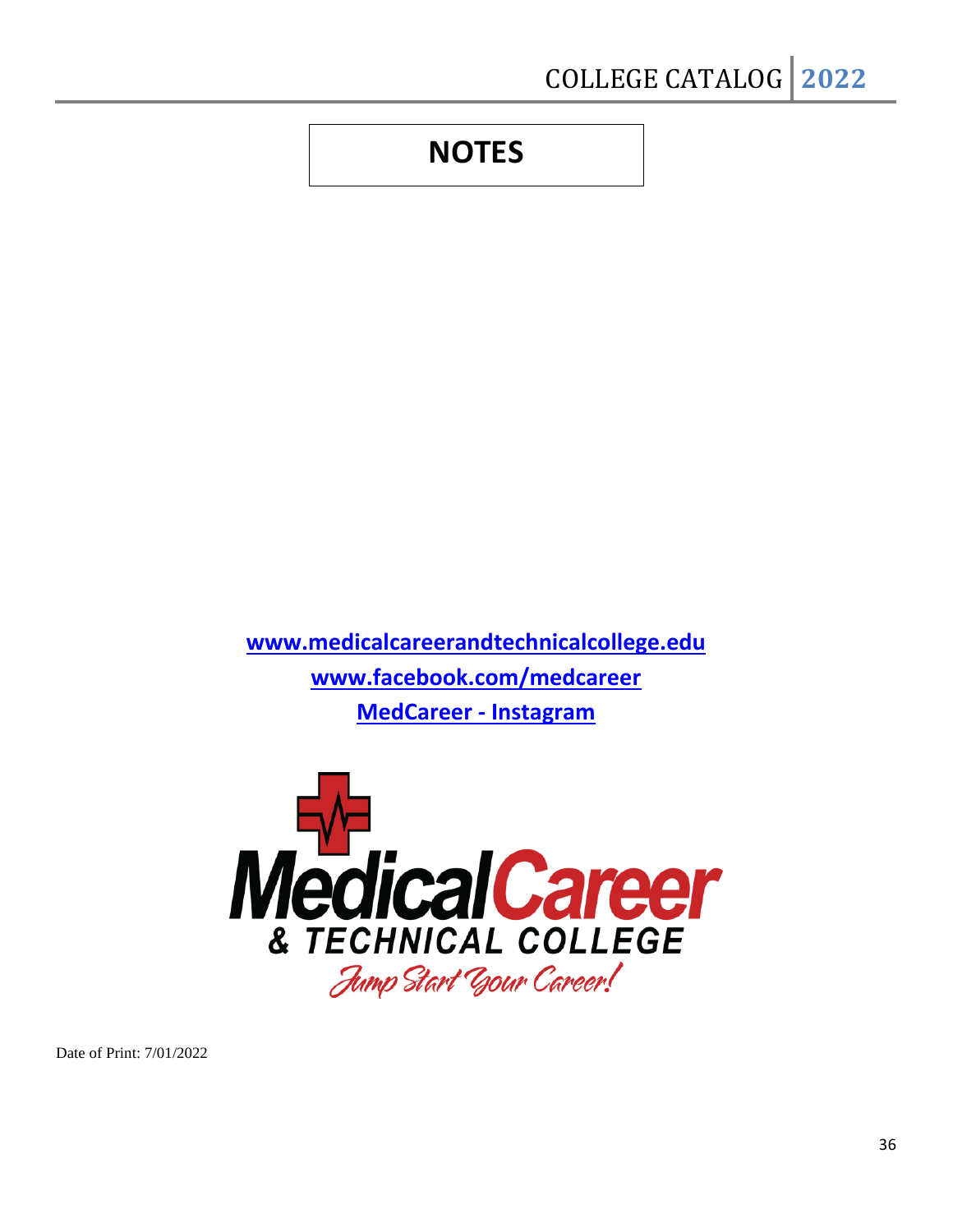# NOTES

**www.medicalcareerandtechnicalcollege.edu**

**www.facebook.com/medcareer**

**MedCareer - Instagram**

MedicalCareer & TECHNICAL COLLEGE

Jump Start Your Career!

Date of Print: 7/01/2022